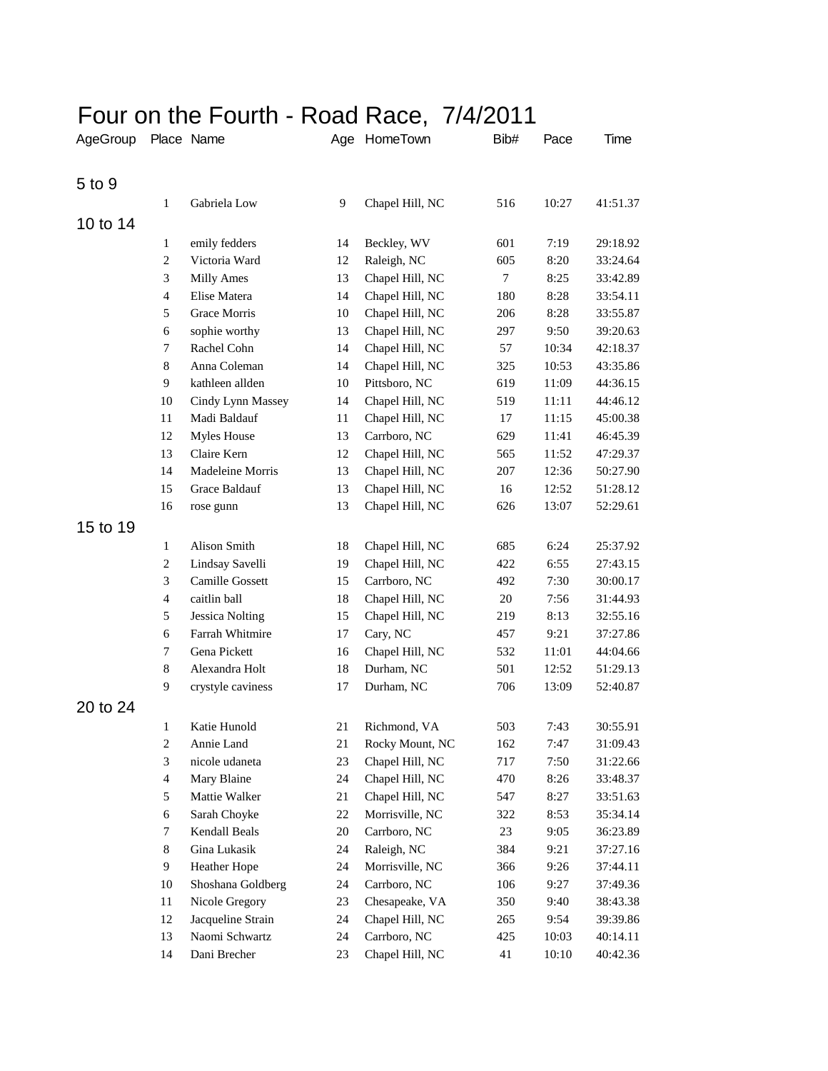# Four on the Fourth - Road Race, 7/4/2011

| AgeGroup | Place | Name | Age | HomeTown | Bib# | Pace | Time |
|---|---|---|---|---|---|---|---|
| 5 to 9 | | | | | | | |
| | 1 | Gabriela Low | 9 | Chapel Hill, NC | 516 | 10:27 | 41:51.37 |
| 10 to 14 | | | | | | | |
| | 1 | emily fedders | 14 | Beckley, WV | 601 | 7:19 | 29:18.92 |
| | 2 | Victoria Ward | 12 | Raleigh, NC | 605 | 8:20 | 33:24.64 |
| | 3 | Milly Ames | 13 | Chapel Hill, NC | 7 | 8:25 | 33:42.89 |
| | 4 | Elise Matera | 14 | Chapel Hill, NC | 180 | 8:28 | 33:54.11 |
| | 5 | Grace Morris | 10 | Chapel Hill, NC | 206 | 8:28 | 33:55.87 |
| | 6 | sophie worthy | 13 | Chapel Hill, NC | 297 | 9:50 | 39:20.63 |
| | 7 | Rachel Cohn | 14 | Chapel Hill, NC | 57 | 10:34 | 42:18.37 |
| | 8 | Anna Coleman | 14 | Chapel Hill, NC | 325 | 10:53 | 43:35.86 |
| | 9 | kathleen allden | 10 | Pittsboro, NC | 619 | 11:09 | 44:36.15 |
| | 10 | Cindy Lynn Massey | 14 | Chapel Hill, NC | 519 | 11:11 | 44:46.12 |
| | 11 | Madi Baldauf | 11 | Chapel Hill, NC | 17 | 11:15 | 45:00.38 |
| | 12 | Myles House | 13 | Carrboro, NC | 629 | 11:41 | 46:45.39 |
| | 13 | Claire Kern | 12 | Chapel Hill, NC | 565 | 11:52 | 47:29.37 |
| | 14 | Madeleine Morris | 13 | Chapel Hill, NC | 207 | 12:36 | 50:27.90 |
| | 15 | Grace Baldauf | 13 | Chapel Hill, NC | 16 | 12:52 | 51:28.12 |
| | 16 | rose gunn | 13 | Chapel Hill, NC | 626 | 13:07 | 52:29.61 |
| 15 to 19 | | | | | | | |
| | 1 | Alison Smith | 18 | Chapel Hill, NC | 685 | 6:24 | 25:37.92 |
| | 2 | Lindsay Savelli | 19 | Chapel Hill, NC | 422 | 6:55 | 27:43.15 |
| | 3 | Camille Gossett | 15 | Carrboro, NC | 492 | 7:30 | 30:00.17 |
| | 4 | caitlin ball | 18 | Chapel Hill, NC | 20 | 7:56 | 31:44.93 |
| | 5 | Jessica Nolting | 15 | Chapel Hill, NC | 219 | 8:13 | 32:55.16 |
| | 6 | Farrah Whitmire | 17 | Cary, NC | 457 | 9:21 | 37:27.86 |
| | 7 | Gena Pickett | 16 | Chapel Hill, NC | 532 | 11:01 | 44:04.66 |
| | 8 | Alexandra Holt | 18 | Durham, NC | 501 | 12:52 | 51:29.13 |
| | 9 | crystyle caviness | 17 | Durham, NC | 706 | 13:09 | 52:40.87 |
| 20 to 24 | | | | | | | |
| | 1 | Katie Hunold | 21 | Richmond, VA | 503 | 7:43 | 30:55.91 |
| | 2 | Annie Land | 21 | Rocky Mount, NC | 162 | 7:47 | 31:09.43 |
| | 3 | nicole udaneta | 23 | Chapel Hill, NC | 717 | 7:50 | 31:22.66 |
| | 4 | Mary Blaine | 24 | Chapel Hill, NC | 470 | 8:26 | 33:48.37 |
| | 5 | Mattie Walker | 21 | Chapel Hill, NC | 547 | 8:27 | 33:51.63 |
| | 6 | Sarah Choyke | 22 | Morrisville, NC | 322 | 8:53 | 35:34.14 |
| | 7 | Kendall Beals | 20 | Carrboro, NC | 23 | 9:05 | 36:23.89 |
| | 8 | Gina Lukasik | 24 | Raleigh, NC | 384 | 9:21 | 37:27.16 |
| | 9 | Heather Hope | 24 | Morrisville, NC | 366 | 9:26 | 37:44.11 |
| | 10 | Shoshana Goldberg | 24 | Carrboro, NC | 106 | 9:27 | 37:49.36 |
| | 11 | Nicole Gregory | 23 | Chesapeake, VA | 350 | 9:40 | 38:43.38 |
| | 12 | Jacqueline Strain | 24 | Chapel Hill, NC | 265 | 9:54 | 39:39.86 |
| | 13 | Naomi Schwartz | 24 | Carrboro, NC | 425 | 10:03 | 40:14.11 |
| | 14 | Dani Brecher | 23 | Chapel Hill, NC | 41 | 10:10 | 40:42.36 |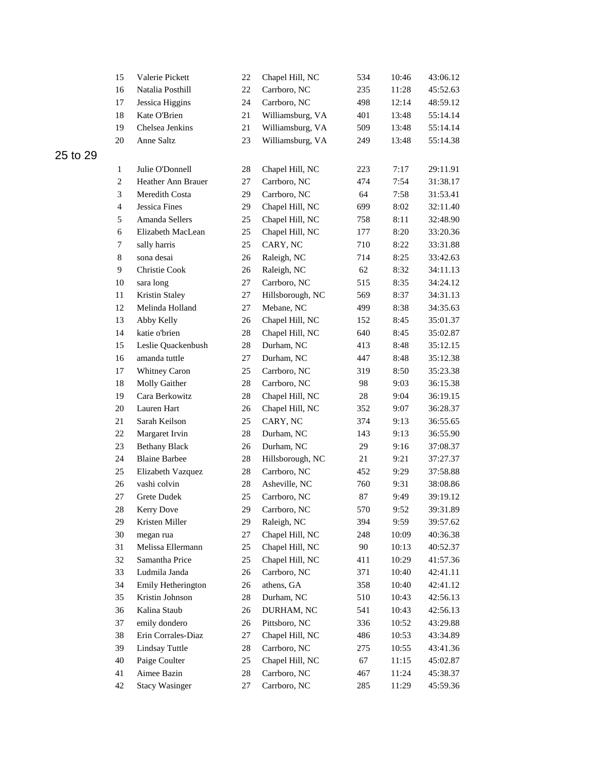| | | | | | | |
|---|---|---|---|---|---|---|
| 15 | Valerie Pickett | 22 | Chapel Hill, NC | 534 | 10:46 | 43:06.12 |
| 16 | Natalia Posthill | 22 | Carrboro, NC | 235 | 11:28 | 45:52.63 |
| 17 | Jessica Higgins | 24 | Carrboro, NC | 498 | 12:14 | 48:59.12 |
| 18 | Kate O'Brien | 21 | Williamsburg, VA | 401 | 13:48 | 55:14.14 |
| 19 | Chelsea Jenkins | 21 | Williamsburg, VA | 509 | 13:48 | 55:14.14 |
| 20 | Anne Saltz | 23 | Williamsburg, VA | 249 | 13:48 | 55:14.38 |

## 25 to 29

| | | | | | | |
|---|---|---|---|---|---|---|
| 1 | Julie O'Donnell | 28 | Chapel Hill, NC | 223 | 7:17 | 29:11.91 |
| 2 | Heather Ann Brauer | 27 | Carrboro, NC | 474 | 7:54 | 31:38.17 |
| 3 | Meredith Costa | 29 | Carrboro, NC | 64 | 7:58 | 31:53.41 |
| 4 | Jessica Fines | 29 | Chapel Hill, NC | 699 | 8:02 | 32:11.40 |
| 5 | Amanda Sellers | 25 | Chapel Hill, NC | 758 | 8:11 | 32:48.90 |
| 6 | Elizabeth MacLean | 25 | Chapel Hill, NC | 177 | 8:20 | 33:20.36 |
| 7 | sally harris | 25 | CARY, NC | 710 | 8:22 | 33:31.88 |
| 8 | sona desai | 26 | Raleigh, NC | 714 | 8:25 | 33:42.63 |
| 9 | Christie Cook | 26 | Raleigh, NC | 62 | 8:32 | 34:11.13 |
| 10 | sara long | 27 | Carrboro, NC | 515 | 8:35 | 34:24.12 |
| 11 | Kristin Staley | 27 | Hillsborough, NC | 569 | 8:37 | 34:31.13 |
| 12 | Melinda Holland | 27 | Mebane, NC | 499 | 8:38 | 34:35.63 |
| 13 | Abby Kelly | 26 | Chapel Hill, NC | 152 | 8:45 | 35:01.37 |
| 14 | katie o'brien | 28 | Chapel Hill, NC | 640 | 8:45 | 35:02.87 |
| 15 | Leslie Quackenbush | 28 | Durham, NC | 413 | 8:48 | 35:12.15 |
| 16 | amanda tuttle | 27 | Durham, NC | 447 | 8:48 | 35:12.38 |
| 17 | Whitney Caron | 25 | Carrboro, NC | 319 | 8:50 | 35:23.38 |
| 18 | Molly Gaither | 28 | Carrboro, NC | 98 | 9:03 | 36:15.38 |
| 19 | Cara Berkowitz | 28 | Chapel Hill, NC | 28 | 9:04 | 36:19.15 |
| 20 | Lauren Hart | 26 | Chapel Hill, NC | 352 | 9:07 | 36:28.37 |
| 21 | Sarah Keilson | 25 | CARY, NC | 374 | 9:13 | 36:55.65 |
| 22 | Margaret Irvin | 28 | Durham, NC | 143 | 9:13 | 36:55.90 |
| 23 | Bethany Black | 26 | Durham, NC | 29 | 9:16 | 37:08.37 |
| 24 | Blaine Barbee | 28 | Hillsborough, NC | 21 | 9:21 | 37:27.37 |
| 25 | Elizabeth Vazquez | 28 | Carrboro, NC | 452 | 9:29 | 37:58.88 |
| 26 | vashi colvin | 28 | Asheville, NC | 760 | 9:31 | 38:08.86 |
| 27 | Grete Dudek | 25 | Carrboro, NC | 87 | 9:49 | 39:19.12 |
| 28 | Kerry Dove | 29 | Carrboro, NC | 570 | 9:52 | 39:31.89 |
| 29 | Kristen Miller | 29 | Raleigh, NC | 394 | 9:59 | 39:57.62 |
| 30 | megan rua | 27 | Chapel Hill, NC | 248 | 10:09 | 40:36.38 |
| 31 | Melissa Ellermann | 25 | Chapel Hill, NC | 90 | 10:13 | 40:52.37 |
| 32 | Samantha Price | 25 | Chapel Hill, NC | 411 | 10:29 | 41:57.36 |
| 33 | Ludmila Janda | 26 | Carrboro, NC | 371 | 10:40 | 42:41.11 |
| 34 | Emily Hetherington | 26 | athens, GA | 358 | 10:40 | 42:41.12 |
| 35 | Kristin Johnson | 28 | Durham, NC | 510 | 10:43 | 42:56.13 |
| 36 | Kalina Staub | 26 | DURHAM, NC | 541 | 10:43 | 42:56.13 |
| 37 | emily dondero | 26 | Pittsboro, NC | 336 | 10:52 | 43:29.88 |
| 38 | Erin Corrales-Diaz | 27 | Chapel Hill, NC | 486 | 10:53 | 43:34.89 |
| 39 | Lindsay Tuttle | 28 | Carrboro, NC | 275 | 10:55 | 43:41.36 |
| 40 | Paige Coulter | 25 | Chapel Hill, NC | 67 | 11:15 | 45:02.87 |
| 41 | Aimee Bazin | 28 | Carrboro, NC | 467 | 11:24 | 45:38.37 |
| 42 | Stacy Wasinger | 27 | Carrboro, NC | 285 | 11:29 | 45:59.36 |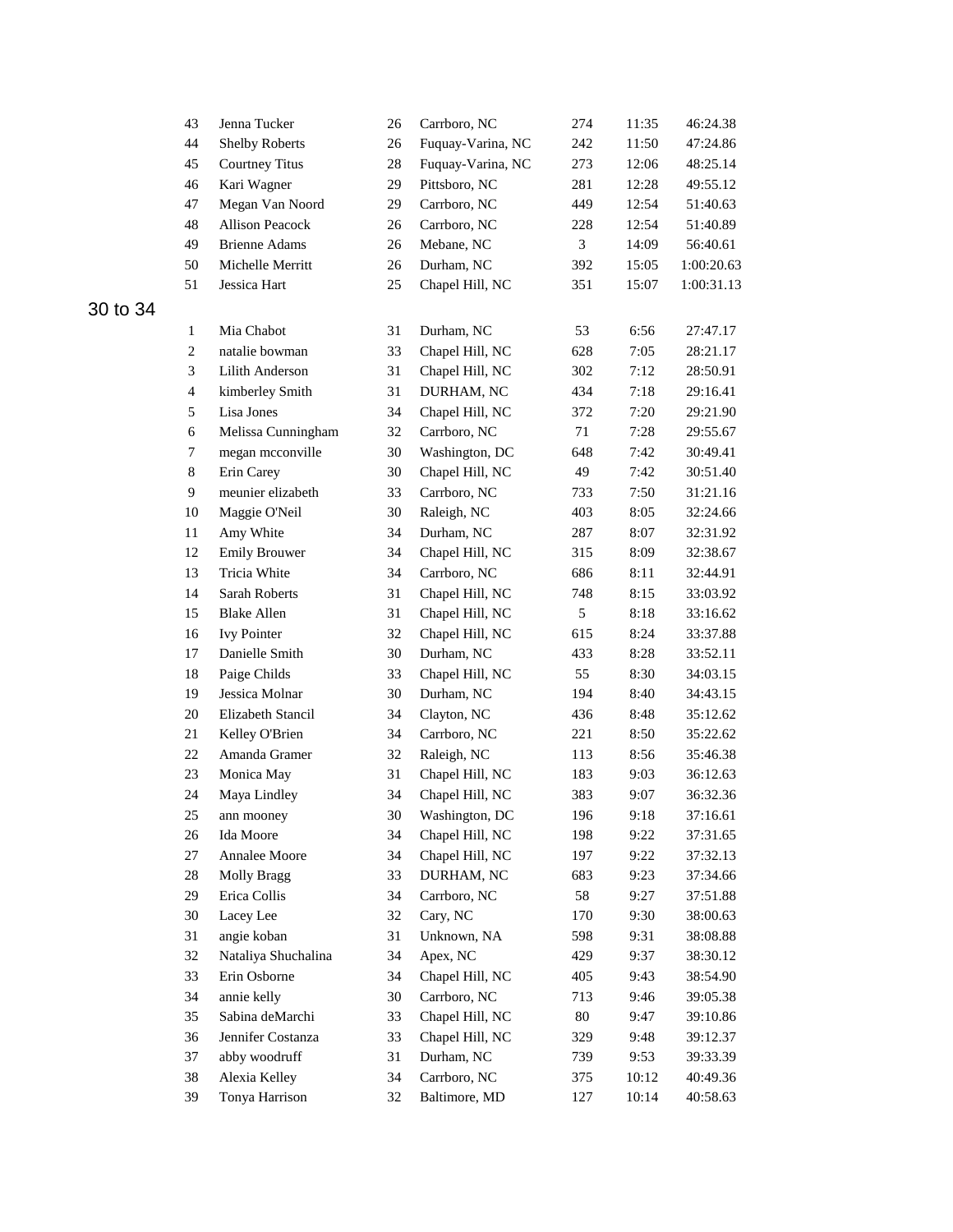| | | | | | | |
|---|---|---|---|---|---|---|
| 43 | Jenna Tucker | 26 | Carrboro, NC | 274 | 11:35 | 46:24.38 |
| 44 | Shelby Roberts | 26 | Fuquay-Varina, NC | 242 | 11:50 | 47:24.86 |
| 45 | Courtney Titus | 28 | Fuquay-Varina, NC | 273 | 12:06 | 48:25.14 |
| 46 | Kari Wagner | 29 | Pittsboro, NC | 281 | 12:28 | 49:55.12 |
| 47 | Megan Van Noord | 29 | Carrboro, NC | 449 | 12:54 | 51:40.63 |
| 48 | Allison Peacock | 26 | Carrboro, NC | 228 | 12:54 | 51:40.89 |
| 49 | Brienne Adams | 26 | Mebane, NC | 3 | 14:09 | 56:40.61 |
| 50 | Michelle Merritt | 26 | Durham, NC | 392 | 15:05 | 1:00:20.63 |
| 51 | Jessica Hart | 25 | Chapel Hill, NC | 351 | 15:07 | 1:00:31.13 |

## 30 to 34

| | | | | | | |
|---|---|---|---|---|---|---|
| 1 | Mia Chabot | 31 | Durham, NC | 53 | 6:56 | 27:47.17 |
| 2 | natalie bowman | 33 | Chapel Hill, NC | 628 | 7:05 | 28:21.17 |
| 3 | Lilith Anderson | 31 | Chapel Hill, NC | 302 | 7:12 | 28:50.91 |
| 4 | kimberley Smith | 31 | DURHAM, NC | 434 | 7:18 | 29:16.41 |
| 5 | Lisa Jones | 34 | Chapel Hill, NC | 372 | 7:20 | 29:21.90 |
| 6 | Melissa Cunningham | 32 | Carrboro, NC | 71 | 7:28 | 29:55.67 |
| 7 | megan mcconville | 30 | Washington, DC | 648 | 7:42 | 30:49.41 |
| 8 | Erin Carey | 30 | Chapel Hill, NC | 49 | 7:42 | 30:51.40 |
| 9 | meunier elizabeth | 33 | Carrboro, NC | 733 | 7:50 | 31:21.16 |
| 10 | Maggie O'Neil | 30 | Raleigh, NC | 403 | 8:05 | 32:24.66 |
| 11 | Amy White | 34 | Durham, NC | 287 | 8:07 | 32:31.92 |
| 12 | Emily Brouwer | 34 | Chapel Hill, NC | 315 | 8:09 | 32:38.67 |
| 13 | Tricia White | 34 | Carrboro, NC | 686 | 8:11 | 32:44.91 |
| 14 | Sarah Roberts | 31 | Chapel Hill, NC | 748 | 8:15 | 33:03.92 |
| 15 | Blake Allen | 31 | Chapel Hill, NC | 5 | 8:18 | 33:16.62 |
| 16 | Ivy Pointer | 32 | Chapel Hill, NC | 615 | 8:24 | 33:37.88 |
| 17 | Danielle Smith | 30 | Durham, NC | 433 | 8:28 | 33:52.11 |
| 18 | Paige Childs | 33 | Chapel Hill, NC | 55 | 8:30 | 34:03.15 |
| 19 | Jessica Molnar | 30 | Durham, NC | 194 | 8:40 | 34:43.15 |
| 20 | Elizabeth Stancil | 34 | Clayton, NC | 436 | 8:48 | 35:12.62 |
| 21 | Kelley O'Brien | 34 | Carrboro, NC | 221 | 8:50 | 35:22.62 |
| 22 | Amanda Gramer | 32 | Raleigh, NC | 113 | 8:56 | 35:46.38 |
| 23 | Monica May | 31 | Chapel Hill, NC | 183 | 9:03 | 36:12.63 |
| 24 | Maya Lindley | 34 | Chapel Hill, NC | 383 | 9:07 | 36:32.36 |
| 25 | ann mooney | 30 | Washington, DC | 196 | 9:18 | 37:16.61 |
| 26 | Ida Moore | 34 | Chapel Hill, NC | 198 | 9:22 | 37:31.65 |
| 27 | Annalee Moore | 34 | Chapel Hill, NC | 197 | 9:22 | 37:32.13 |
| 28 | Molly Bragg | 33 | DURHAM, NC | 683 | 9:23 | 37:34.66 |
| 29 | Erica Collis | 34 | Carrboro, NC | 58 | 9:27 | 37:51.88 |
| 30 | Lacey Lee | 32 | Cary, NC | 170 | 9:30 | 38:00.63 |
| 31 | angie koban | 31 | Unknown, NA | 598 | 9:31 | 38:08.88 |
| 32 | Nataliya Shuchalina | 34 | Apex, NC | 429 | 9:37 | 38:30.12 |
| 33 | Erin Osborne | 34 | Chapel Hill, NC | 405 | 9:43 | 38:54.90 |
| 34 | annie kelly | 30 | Carrboro, NC | 713 | 9:46 | 39:05.38 |
| 35 | Sabina deMarchi | 33 | Chapel Hill, NC | 80 | 9:47 | 39:10.86 |
| 36 | Jennifer Costanza | 33 | Chapel Hill, NC | 329 | 9:48 | 39:12.37 |
| 37 | abby woodruff | 31 | Durham, NC | 739 | 9:53 | 39:33.39 |
| 38 | Alexia Kelley | 34 | Carrboro, NC | 375 | 10:12 | 40:49.36 |
| 39 | Tonya Harrison | 32 | Baltimore, MD | 127 | 10:14 | 40:58.63 |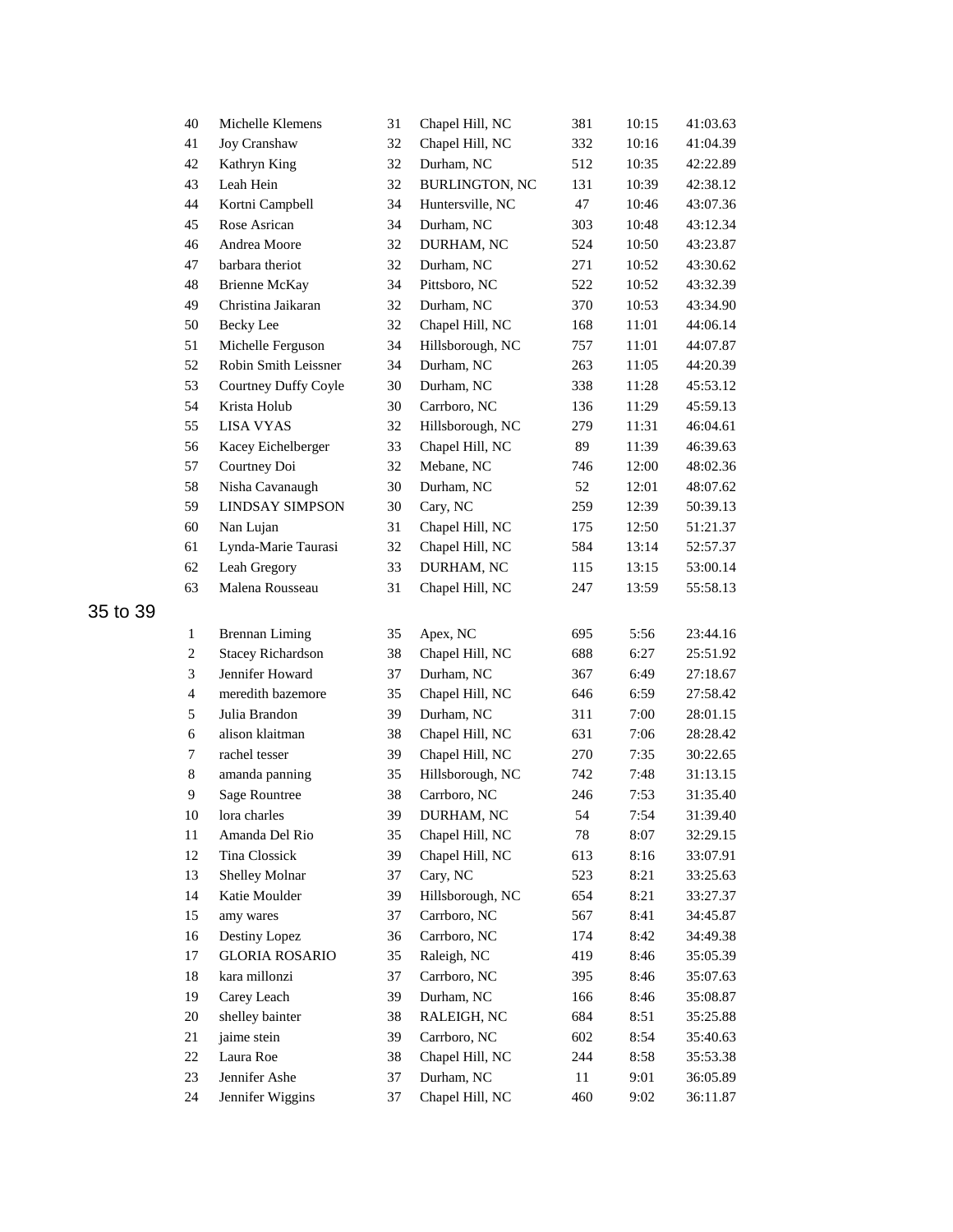| | | | | | | |
|---|---|---|---|---|---|---|
| 40 | Michelle Klemens | 31 | Chapel Hill, NC | 381 | 10:15 | 41:03.63 |
| 41 | Joy Cranshaw | 32 | Chapel Hill, NC | 332 | 10:16 | 41:04.39 |
| 42 | Kathryn King | 32 | Durham, NC | 512 | 10:35 | 42:22.89 |
| 43 | Leah Hein | 32 | BURLINGTON, NC | 131 | 10:39 | 42:38.12 |
| 44 | Kortni Campbell | 34 | Huntersville, NC | 47 | 10:46 | 43:07.36 |
| 45 | Rose Asrican | 34 | Durham, NC | 303 | 10:48 | 43:12.34 |
| 46 | Andrea Moore | 32 | DURHAM, NC | 524 | 10:50 | 43:23.87 |
| 47 | barbara theriot | 32 | Durham, NC | 271 | 10:52 | 43:30.62 |
| 48 | Brienne McKay | 34 | Pittsboro, NC | 522 | 10:52 | 43:32.39 |
| 49 | Christina Jaikaran | 32 | Durham, NC | 370 | 10:53 | 43:34.90 |
| 50 | Becky Lee | 32 | Chapel Hill, NC | 168 | 11:01 | 44:06.14 |
| 51 | Michelle Ferguson | 34 | Hillsborough, NC | 757 | 11:01 | 44:07.87 |
| 52 | Robin Smith Leissner | 34 | Durham, NC | 263 | 11:05 | 44:20.39 |
| 53 | Courtney Duffy Coyle | 30 | Durham, NC | 338 | 11:28 | 45:53.12 |
| 54 | Krista Holub | 30 | Carrboro, NC | 136 | 11:29 | 45:59.13 |
| 55 | LISA VYAS | 32 | Hillsborough, NC | 279 | 11:31 | 46:04.61 |
| 56 | Kacey Eichelberger | 33 | Chapel Hill, NC | 89 | 11:39 | 46:39.63 |
| 57 | Courtney Doi | 32 | Mebane, NC | 746 | 12:00 | 48:02.36 |
| 58 | Nisha Cavanaugh | 30 | Durham, NC | 52 | 12:01 | 48:07.62 |
| 59 | LINDSAY SIMPSON | 30 | Cary, NC | 259 | 12:39 | 50:39.13 |
| 60 | Nan Lujan | 31 | Chapel Hill, NC | 175 | 12:50 | 51:21.37 |
| 61 | Lynda-Marie Taurasi | 32 | Chapel Hill, NC | 584 | 13:14 | 52:57.37 |
| 62 | Leah Gregory | 33 | DURHAM, NC | 115 | 13:15 | 53:00.14 |
| 63 | Malena Rousseau | 31 | Chapel Hill, NC | 247 | 13:59 | 55:58.13 |

## 35 to 39

| | | | | | | |
|---|---|---|---|---|---|---|
| 1 | Brennan Liming | 35 | Apex, NC | 695 | 5:56 | 23:44.16 |
| 2 | Stacey Richardson | 38 | Chapel Hill, NC | 688 | 6:27 | 25:51.92 |
| 3 | Jennifer Howard | 37 | Durham, NC | 367 | 6:49 | 27:18.67 |
| 4 | meredith bazemore | 35 | Chapel Hill, NC | 646 | 6:59 | 27:58.42 |
| 5 | Julia Brandon | 39 | Durham, NC | 311 | 7:00 | 28:01.15 |
| 6 | alison klaitman | 38 | Chapel Hill, NC | 631 | 7:06 | 28:28.42 |
| 7 | rachel tesser | 39 | Chapel Hill, NC | 270 | 7:35 | 30:22.65 |
| 8 | amanda panning | 35 | Hillsborough, NC | 742 | 7:48 | 31:13.15 |
| 9 | Sage Rountree | 38 | Carrboro, NC | 246 | 7:53 | 31:35.40 |
| 10 | lora charles | 39 | DURHAM, NC | 54 | 7:54 | 31:39.40 |
| 11 | Amanda Del Rio | 35 | Chapel Hill, NC | 78 | 8:07 | 32:29.15 |
| 12 | Tina Clossick | 39 | Chapel Hill, NC | 613 | 8:16 | 33:07.91 |
| 13 | Shelley Molnar | 37 | Cary, NC | 523 | 8:21 | 33:25.63 |
| 14 | Katie Moulder | 39 | Hillsborough, NC | 654 | 8:21 | 33:27.37 |
| 15 | amy wares | 37 | Carrboro, NC | 567 | 8:41 | 34:45.87 |
| 16 | Destiny Lopez | 36 | Carrboro, NC | 174 | 8:42 | 34:49.38 |
| 17 | GLORIA ROSARIO | 35 | Raleigh, NC | 419 | 8:46 | 35:05.39 |
| 18 | kara millonzi | 37 | Carrboro, NC | 395 | 8:46 | 35:07.63 |
| 19 | Carey Leach | 39 | Durham, NC | 166 | 8:46 | 35:08.87 |
| 20 | shelley bainter | 38 | RALEIGH, NC | 684 | 8:51 | 35:25.88 |
| 21 | jaime stein | 39 | Carrboro, NC | 602 | 8:54 | 35:40.63 |
| 22 | Laura Roe | 38 | Chapel Hill, NC | 244 | 8:58 | 35:53.38 |
| 23 | Jennifer Ashe | 37 | Durham, NC | 11 | 9:01 | 36:05.89 |
| 24 | Jennifer Wiggins | 37 | Chapel Hill, NC | 460 | 9:02 | 36:11.87 |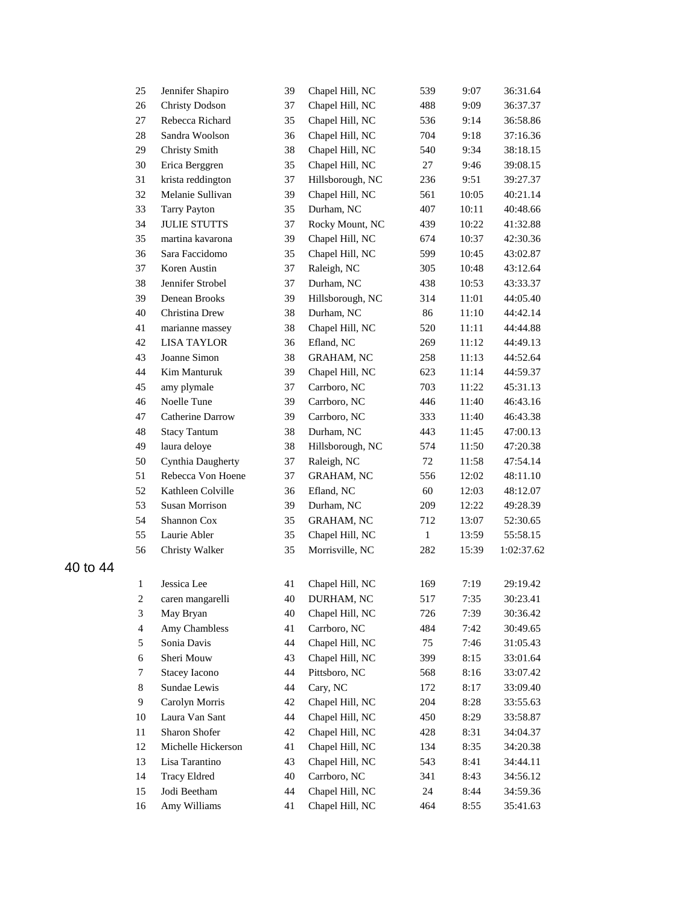| | | | | | | |
|---|---|---|---|---|---|---|
| 25 | Jennifer Shapiro | 39 | Chapel Hill, NC | 539 | 9:07 | 36:31.64 |
| 26 | Christy Dodson | 37 | Chapel Hill, NC | 488 | 9:09 | 36:37.37 |
| 27 | Rebecca Richard | 35 | Chapel Hill, NC | 536 | 9:14 | 36:58.86 |
| 28 | Sandra Woolson | 36 | Chapel Hill, NC | 704 | 9:18 | 37:16.36 |
| 29 | Christy Smith | 38 | Chapel Hill, NC | 540 | 9:34 | 38:18.15 |
| 30 | Erica Berggren | 35 | Chapel Hill, NC | 27 | 9:46 | 39:08.15 |
| 31 | krista reddington | 37 | Hillsborough, NC | 236 | 9:51 | 39:27.37 |
| 32 | Melanie Sullivan | 39 | Chapel Hill, NC | 561 | 10:05 | 40:21.14 |
| 33 | Tarry Payton | 35 | Durham, NC | 407 | 10:11 | 40:48.66 |
| 34 | JULIE STUTTS | 37 | Rocky Mount, NC | 439 | 10:22 | 41:32.88 |
| 35 | martina kavarona | 39 | Chapel Hill, NC | 674 | 10:37 | 42:30.36 |
| 36 | Sara Faccidomo | 35 | Chapel Hill, NC | 599 | 10:45 | 43:02.87 |
| 37 | Koren Austin | 37 | Raleigh, NC | 305 | 10:48 | 43:12.64 |
| 38 | Jennifer Strobel | 37 | Durham, NC | 438 | 10:53 | 43:33.37 |
| 39 | Denean Brooks | 39 | Hillsborough, NC | 314 | 11:01 | 44:05.40 |
| 40 | Christina Drew | 38 | Durham, NC | 86 | 11:10 | 44:42.14 |
| 41 | marianne massey | 38 | Chapel Hill, NC | 520 | 11:11 | 44:44.88 |
| 42 | LISA TAYLOR | 36 | Efland, NC | 269 | 11:12 | 44:49.13 |
| 43 | Joanne Simon | 38 | GRAHAM, NC | 258 | 11:13 | 44:52.64 |
| 44 | Kim Manturuk | 39 | Chapel Hill, NC | 623 | 11:14 | 44:59.37 |
| 45 | amy plymale | 37 | Carrboro, NC | 703 | 11:22 | 45:31.13 |
| 46 | Noelle Tune | 39 | Carrboro, NC | 446 | 11:40 | 46:43.16 |
| 47 | Catherine Darrow | 39 | Carrboro, NC | 333 | 11:40 | 46:43.38 |
| 48 | Stacy Tantum | 38 | Durham, NC | 443 | 11:45 | 47:00.13 |
| 49 | laura deloye | 38 | Hillsborough, NC | 574 | 11:50 | 47:20.38 |
| 50 | Cynthia Daugherty | 37 | Raleigh, NC | 72 | 11:58 | 47:54.14 |
| 51 | Rebecca Von Hoene | 37 | GRAHAM, NC | 556 | 12:02 | 48:11.10 |
| 52 | Kathleen Colville | 36 | Efland, NC | 60 | 12:03 | 48:12.07 |
| 53 | Susan Morrison | 39 | Durham, NC | 209 | 12:22 | 49:28.39 |
| 54 | Shannon Cox | 35 | GRAHAM, NC | 712 | 13:07 | 52:30.65 |
| 55 | Laurie Abler | 35 | Chapel Hill, NC | 1 | 13:59 | 55:58.15 |
| 56 | Christy Walker | 35 | Morrisville, NC | 282 | 15:39 | 1:02:37.62 |

## 40 to 44

| | | | | | | |
|---|---|---|---|---|---|---|
| 1 | Jessica Lee | 41 | Chapel Hill, NC | 169 | 7:19 | 29:19.42 |
| 2 | caren mangarelli | 40 | DURHAM, NC | 517 | 7:35 | 30:23.41 |
| 3 | May Bryan | 40 | Chapel Hill, NC | 726 | 7:39 | 30:36.42 |
| 4 | Amy Chambless | 41 | Carrboro, NC | 484 | 7:42 | 30:49.65 |
| 5 | Sonia Davis | 44 | Chapel Hill, NC | 75 | 7:46 | 31:05.43 |
| 6 | Sheri Mouw | 43 | Chapel Hill, NC | 399 | 8:15 | 33:01.64 |
| 7 | Stacey Iacono | 44 | Pittsboro, NC | 568 | 8:16 | 33:07.42 |
| 8 | Sundae Lewis | 44 | Cary, NC | 172 | 8:17 | 33:09.40 |
| 9 | Carolyn Morris | 42 | Chapel Hill, NC | 204 | 8:28 | 33:55.63 |
| 10 | Laura Van Sant | 44 | Chapel Hill, NC | 450 | 8:29 | 33:58.87 |
| 11 | Sharon Shofer | 42 | Chapel Hill, NC | 428 | 8:31 | 34:04.37 |
| 12 | Michelle Hickerson | 41 | Chapel Hill, NC | 134 | 8:35 | 34:20.38 |
| 13 | Lisa Tarantino | 43 | Chapel Hill, NC | 543 | 8:41 | 34:44.11 |
| 14 | Tracy Eldred | 40 | Carrboro, NC | 341 | 8:43 | 34:56.12 |
| 15 | Jodi Beetham | 44 | Chapel Hill, NC | 24 | 8:44 | 34:59.36 |
| 16 | Amy Williams | 41 | Chapel Hill, NC | 464 | 8:55 | 35:41.63 |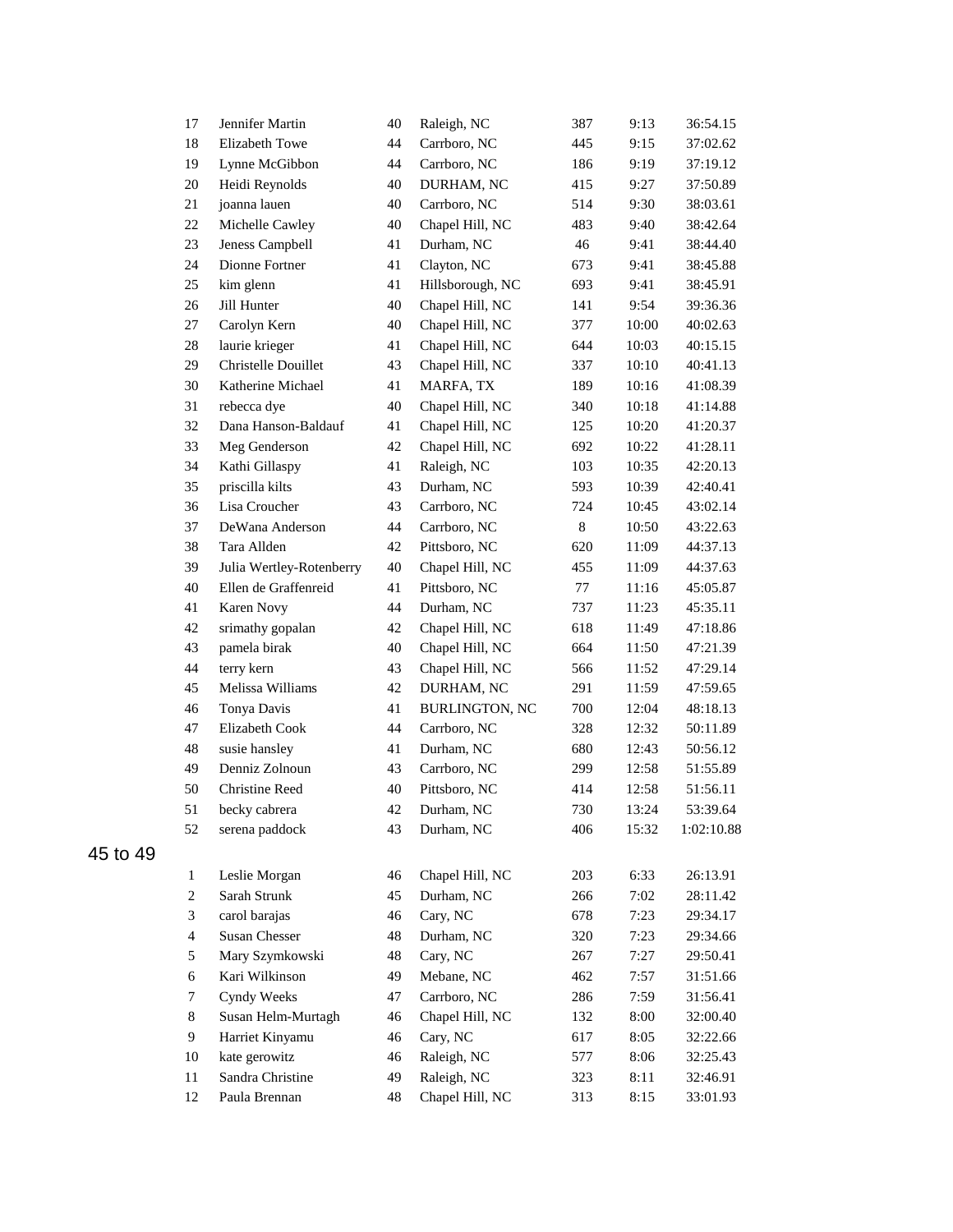| | | | | | | |
|---|---|---|---|---|---|---|
| 17 | Jennifer Martin | 40 | Raleigh, NC | 387 | 9:13 | 36:54.15 |
| 18 | Elizabeth Towe | 44 | Carrboro, NC | 445 | 9:15 | 37:02.62 |
| 19 | Lynne McGibbon | 44 | Carrboro, NC | 186 | 9:19 | 37:19.12 |
| 20 | Heidi Reynolds | 40 | DURHAM, NC | 415 | 9:27 | 37:50.89 |
| 21 | joanna lauen | 40 | Carrboro, NC | 514 | 9:30 | 38:03.61 |
| 22 | Michelle Cawley | 40 | Chapel Hill, NC | 483 | 9:40 | 38:42.64 |
| 23 | Jeness Campbell | 41 | Durham, NC | 46 | 9:41 | 38:44.40 |
| 24 | Dionne Fortner | 41 | Clayton, NC | 673 | 9:41 | 38:45.88 |
| 25 | kim glenn | 41 | Hillsborough, NC | 693 | 9:41 | 38:45.91 |
| 26 | Jill Hunter | 40 | Chapel Hill, NC | 141 | 9:54 | 39:36.36 |
| 27 | Carolyn Kern | 40 | Chapel Hill, NC | 377 | 10:00 | 40:02.63 |
| 28 | laurie krieger | 41 | Chapel Hill, NC | 644 | 10:03 | 40:15.15 |
| 29 | Christelle Douillet | 43 | Chapel Hill, NC | 337 | 10:10 | 40:41.13 |
| 30 | Katherine Michael | 41 | MARFA, TX | 189 | 10:16 | 41:08.39 |
| 31 | rebecca dye | 40 | Chapel Hill, NC | 340 | 10:18 | 41:14.88 |
| 32 | Dana Hanson-Baldauf | 41 | Chapel Hill, NC | 125 | 10:20 | 41:20.37 |
| 33 | Meg Genderson | 42 | Chapel Hill, NC | 692 | 10:22 | 41:28.11 |
| 34 | Kathi Gillaspy | 41 | Raleigh, NC | 103 | 10:35 | 42:20.13 |
| 35 | priscilla kilts | 43 | Durham, NC | 593 | 10:39 | 42:40.41 |
| 36 | Lisa Croucher | 43 | Carrboro, NC | 724 | 10:45 | 43:02.14 |
| 37 | DeWana Anderson | 44 | Carrboro, NC | 8 | 10:50 | 43:22.63 |
| 38 | Tara Allden | 42 | Pittsboro, NC | 620 | 11:09 | 44:37.13 |
| 39 | Julia Wertley-Rotenberry | 40 | Chapel Hill, NC | 455 | 11:09 | 44:37.63 |
| 40 | Ellen de Graffenreid | 41 | Pittsboro, NC | 77 | 11:16 | 45:05.87 |
| 41 | Karen Novy | 44 | Durham, NC | 737 | 11:23 | 45:35.11 |
| 42 | srimathy gopalan | 42 | Chapel Hill, NC | 618 | 11:49 | 47:18.86 |
| 43 | pamela birak | 40 | Chapel Hill, NC | 664 | 11:50 | 47:21.39 |
| 44 | terry kern | 43 | Chapel Hill, NC | 566 | 11:52 | 47:29.14 |
| 45 | Melissa Williams | 42 | DURHAM, NC | 291 | 11:59 | 47:59.65 |
| 46 | Tonya Davis | 41 | BURLINGTON, NC | 700 | 12:04 | 48:18.13 |
| 47 | Elizabeth Cook | 44 | Carrboro, NC | 328 | 12:32 | 50:11.89 |
| 48 | susie hansley | 41 | Durham, NC | 680 | 12:43 | 50:56.12 |
| 49 | Denniz Zolnoun | 43 | Carrboro, NC | 299 | 12:58 | 51:55.89 |
| 50 | Christine Reed | 40 | Pittsboro, NC | 414 | 12:58 | 51:56.11 |
| 51 | becky cabrera | 42 | Durham, NC | 730 | 13:24 | 53:39.64 |
| 52 | serena paddock | 43 | Durham, NC | 406 | 15:32 | 1:02:10.88 |

## 45 to 49

| | | | | | | |
|---|---|---|---|---|---|---|
| 1 | Leslie Morgan | 46 | Chapel Hill, NC | 203 | 6:33 | 26:13.91 |
| 2 | Sarah Strunk | 45 | Durham, NC | 266 | 7:02 | 28:11.42 |
| 3 | carol barajas | 46 | Cary, NC | 678 | 7:23 | 29:34.17 |
| 4 | Susan Chesser | 48 | Durham, NC | 320 | 7:23 | 29:34.66 |
| 5 | Mary Szymkowski | 48 | Cary, NC | 267 | 7:27 | 29:50.41 |
| 6 | Kari Wilkinson | 49 | Mebane, NC | 462 | 7:57 | 31:51.66 |
| 7 | Cyndy Weeks | 47 | Carrboro, NC | 286 | 7:59 | 31:56.41 |
| 8 | Susan Helm-Murtagh | 46 | Chapel Hill, NC | 132 | 8:00 | 32:00.40 |
| 9 | Harriet Kinyamu | 46 | Cary, NC | 617 | 8:05 | 32:22.66 |
| 10 | kate gerowitz | 46 | Raleigh, NC | 577 | 8:06 | 32:25.43 |
| 11 | Sandra Christine | 49 | Raleigh, NC | 323 | 8:11 | 32:46.91 |
| 12 | Paula Brennan | 48 | Chapel Hill, NC | 313 | 8:15 | 33:01.93 |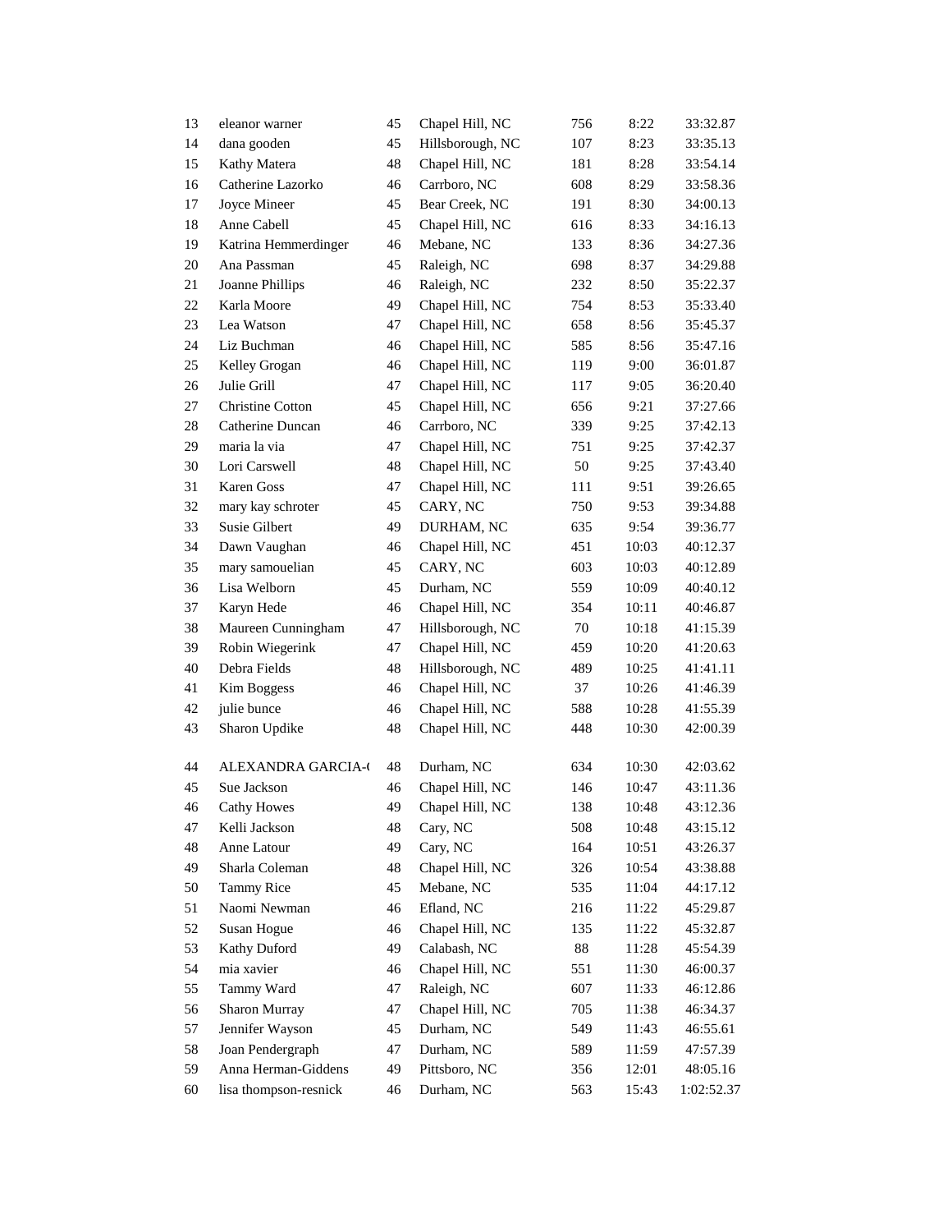| | | | | | | |
|---|---|---|---|---|---|---|
| 13 | eleanor warner | 45 | Chapel Hill, NC | 756 | 8:22 | 33:32.87 |
| 14 | dana gooden | 45 | Hillsborough, NC | 107 | 8:23 | 33:35.13 |
| 15 | Kathy Matera | 48 | Chapel Hill, NC | 181 | 8:28 | 33:54.14 |
| 16 | Catherine Lazorko | 46 | Carrboro, NC | 608 | 8:29 | 33:58.36 |
| 17 | Joyce Mineer | 45 | Bear Creek, NC | 191 | 8:30 | 34:00.13 |
| 18 | Anne Cabell | 45 | Chapel Hill, NC | 616 | 8:33 | 34:16.13 |
| 19 | Katrina Hemmerdinger | 46 | Mebane, NC | 133 | 8:36 | 34:27.36 |
| 20 | Ana Passman | 45 | Raleigh, NC | 698 | 8:37 | 34:29.88 |
| 21 | Joanne Phillips | 46 | Raleigh, NC | 232 | 8:50 | 35:22.37 |
| 22 | Karla Moore | 49 | Chapel Hill, NC | 754 | 8:53 | 35:33.40 |
| 23 | Lea Watson | 47 | Chapel Hill, NC | 658 | 8:56 | 35:45.37 |
| 24 | Liz Buchman | 46 | Chapel Hill, NC | 585 | 8:56 | 35:47.16 |
| 25 | Kelley Grogan | 46 | Chapel Hill, NC | 119 | 9:00 | 36:01.87 |
| 26 | Julie Grill | 47 | Chapel Hill, NC | 117 | 9:05 | 36:20.40 |
| 27 | Christine Cotton | 45 | Chapel Hill, NC | 656 | 9:21 | 37:27.66 |
| 28 | Catherine Duncan | 46 | Carrboro, NC | 339 | 9:25 | 37:42.13 |
| 29 | maria la via | 47 | Chapel Hill, NC | 751 | 9:25 | 37:42.37 |
| 30 | Lori Carswell | 48 | Chapel Hill, NC | 50 | 9:25 | 37:43.40 |
| 31 | Karen Goss | 47 | Chapel Hill, NC | 111 | 9:51 | 39:26.65 |
| 32 | mary kay schroter | 45 | CARY, NC | 750 | 9:53 | 39:34.88 |
| 33 | Susie Gilbert | 49 | DURHAM, NC | 635 | 9:54 | 39:36.77 |
| 34 | Dawn Vaughan | 46 | Chapel Hill, NC | 451 | 10:03 | 40:12.37 |
| 35 | mary samouelian | 45 | CARY, NC | 603 | 10:03 | 40:12.89 |
| 36 | Lisa Welborn | 45 | Durham, NC | 559 | 10:09 | 40:40.12 |
| 37 | Karyn Hede | 46 | Chapel Hill, NC | 354 | 10:11 | 40:46.87 |
| 38 | Maureen Cunningham | 47 | Hillsborough, NC | 70 | 10:18 | 41:15.39 |
| 39 | Robin Wiegerink | 47 | Chapel Hill, NC | 459 | 10:20 | 41:20.63 |
| 40 | Debra Fields | 48 | Hillsborough, NC | 489 | 10:25 | 41:41.11 |
| 41 | Kim Boggess | 46 | Chapel Hill, NC | 37 | 10:26 | 41:46.39 |
| 42 | julie bunce | 46 | Chapel Hill, NC | 588 | 10:28 | 41:55.39 |
| 43 | Sharon Updike | 48 | Chapel Hill, NC | 448 | 10:30 | 42:00.39 |
| 44 | ALEXANDRA GARCIA-( | 48 | Durham, NC | 634 | 10:30 | 42:03.62 |
| 45 | Sue Jackson | 46 | Chapel Hill, NC | 146 | 10:47 | 43:11.36 |
| 46 | Cathy Howes | 49 | Chapel Hill, NC | 138 | 10:48 | 43:12.36 |
| 47 | Kelli Jackson | 48 | Cary, NC | 508 | 10:48 | 43:15.12 |
| 48 | Anne Latour | 49 | Cary, NC | 164 | 10:51 | 43:26.37 |
| 49 | Sharla Coleman | 48 | Chapel Hill, NC | 326 | 10:54 | 43:38.88 |
| 50 | Tammy Rice | 45 | Mebane, NC | 535 | 11:04 | 44:17.12 |
| 51 | Naomi Newman | 46 | Efland, NC | 216 | 11:22 | 45:29.87 |
| 52 | Susan Hogue | 46 | Chapel Hill, NC | 135 | 11:22 | 45:32.87 |
| 53 | Kathy Duford | 49 | Calabash, NC | 88 | 11:28 | 45:54.39 |
| 54 | mia xavier | 46 | Chapel Hill, NC | 551 | 11:30 | 46:00.37 |
| 55 | Tammy Ward | 47 | Raleigh, NC | 607 | 11:33 | 46:12.86 |
| 56 | Sharon Murray | 47 | Chapel Hill, NC | 705 | 11:38 | 46:34.37 |
| 57 | Jennifer Wayson | 45 | Durham, NC | 549 | 11:43 | 46:55.61 |
| 58 | Joan Pendergraph | 47 | Durham, NC | 589 | 11:59 | 47:57.39 |
| 59 | Anna Herman-Giddens | 49 | Pittsboro, NC | 356 | 12:01 | 48:05.16 |
| 60 | lisa thompson-resnick | 46 | Durham, NC | 563 | 15:43 | 1:02:52.37 |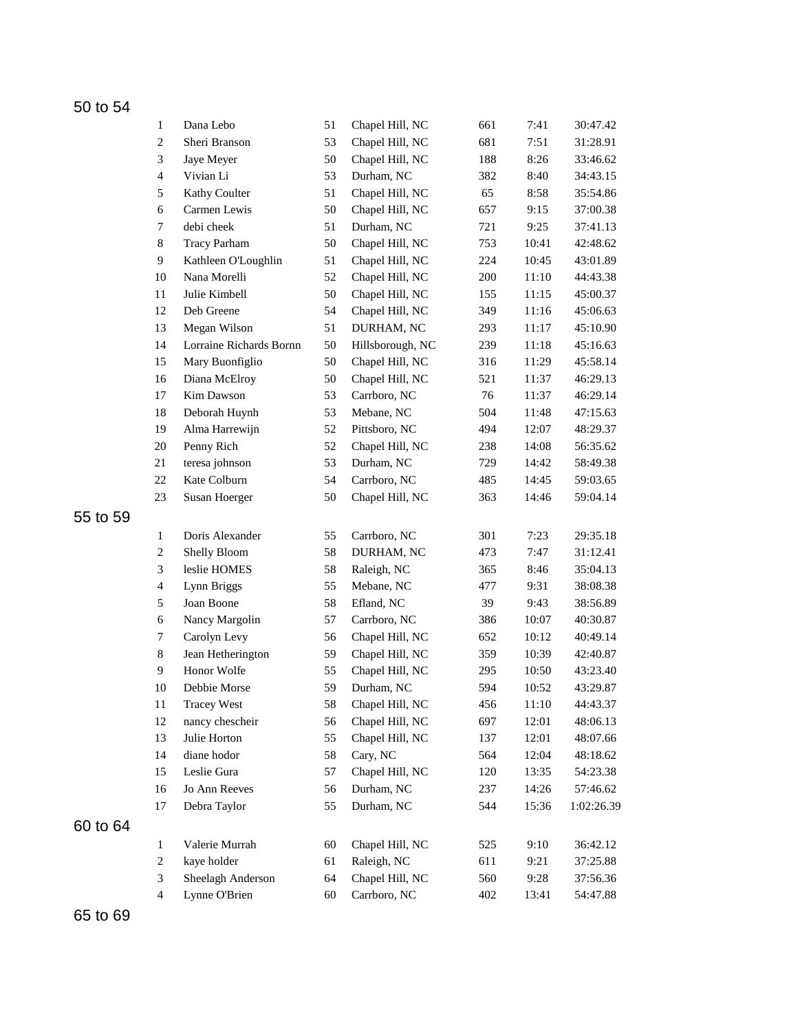## 50 to 54

| | | | | | | |
|---|---|---|---|---|---|---|
| 1 | Dana Lebo | 51 | Chapel Hill, NC | 661 | 7:41 | 30:47.42 |
| 2 | Sheri Branson | 53 | Chapel Hill, NC | 681 | 7:51 | 31:28.91 |
| 3 | Jaye Meyer | 50 | Chapel Hill, NC | 188 | 8:26 | 33:46.62 |
| 4 | Vivian Li | 53 | Durham, NC | 382 | 8:40 | 34:43.15 |
| 5 | Kathy Coulter | 51 | Chapel Hill, NC | 65 | 8:58 | 35:54.86 |
| 6 | Carmen Lewis | 50 | Chapel Hill, NC | 657 | 9:15 | 37:00.38 |
| 7 | debi cheek | 51 | Durham, NC | 721 | 9:25 | 37:41.13 |
| 8 | Tracy Parham | 50 | Chapel Hill, NC | 753 | 10:41 | 42:48.62 |
| 9 | Kathleen O'Loughlin | 51 | Chapel Hill, NC | 224 | 10:45 | 43:01.89 |
| 10 | Nana Morelli | 52 | Chapel Hill, NC | 200 | 11:10 | 44:43.38 |
| 11 | Julie Kimbell | 50 | Chapel Hill, NC | 155 | 11:15 | 45:00.37 |
| 12 | Deb Greene | 54 | Chapel Hill, NC | 349 | 11:16 | 45:06.63 |
| 13 | Megan Wilson | 51 | DURHAM, NC | 293 | 11:17 | 45:10.90 |
| 14 | Lorraine Richards Bornn | 50 | Hillsborough, NC | 239 | 11:18 | 45:16.63 |
| 15 | Mary Buonfiglio | 50 | Chapel Hill, NC | 316 | 11:29 | 45:58.14 |
| 16 | Diana McElroy | 50 | Chapel Hill, NC | 521 | 11:37 | 46:29.13 |
| 17 | Kim Dawson | 53 | Carrboro, NC | 76 | 11:37 | 46:29.14 |
| 18 | Deborah Huynh | 53 | Mebane, NC | 504 | 11:48 | 47:15.63 |
| 19 | Alma Harrewijn | 52 | Pittsboro, NC | 494 | 12:07 | 48:29.37 |
| 20 | Penny Rich | 52 | Chapel Hill, NC | 238 | 14:08 | 56:35.62 |
| 21 | teresa johnson | 53 | Durham, NC | 729 | 14:42 | 58:49.38 |
| 22 | Kate Colburn | 54 | Carrboro, NC | 485 | 14:45 | 59:03.65 |
| 23 | Susan Hoerger | 50 | Chapel Hill, NC | 363 | 14:46 | 59:04.14 |

## 55 to 59

| | | | | | | |
|---|---|---|---|---|---|---|
| 1 | Doris Alexander | 55 | Carrboro, NC | 301 | 7:23 | 29:35.18 |
| 2 | Shelly Bloom | 58 | DURHAM, NC | 473 | 7:47 | 31:12.41 |
| 3 | leslie HOMES | 58 | Raleigh, NC | 365 | 8:46 | 35:04.13 |
| 4 | Lynn Briggs | 55 | Mebane, NC | 477 | 9:31 | 38:08.38 |
| 5 | Joan Boone | 58 | Efland, NC | 39 | 9:43 | 38:56.89 |
| 6 | Nancy Margolin | 57 | Carrboro, NC | 386 | 10:07 | 40:30.87 |
| 7 | Carolyn Levy | 56 | Chapel Hill, NC | 652 | 10:12 | 40:49.14 |
| 8 | Jean Hetherington | 59 | Chapel Hill, NC | 359 | 10:39 | 42:40.87 |
| 9 | Honor Wolfe | 55 | Chapel Hill, NC | 295 | 10:50 | 43:23.40 |
| 10 | Debbie Morse | 59 | Durham, NC | 594 | 10:52 | 43:29.87 |
| 11 | Tracey West | 58 | Chapel Hill, NC | 456 | 11:10 | 44:43.37 |
| 12 | nancy chescheir | 56 | Chapel Hill, NC | 697 | 12:01 | 48:06.13 |
| 13 | Julie Horton | 55 | Chapel Hill, NC | 137 | 12:01 | 48:07.66 |
| 14 | diane hodor | 58 | Cary, NC | 564 | 12:04 | 48:18.62 |
| 15 | Leslie Gura | 57 | Chapel Hill, NC | 120 | 13:35 | 54:23.38 |
| 16 | Jo Ann Reeves | 56 | Durham, NC | 237 | 14:26 | 57:46.62 |
| 17 | Debra Taylor | 55 | Durham, NC | 544 | 15:36 | 1:02:26.39 |

## 60 to 64

| | | | | | | |
|---|---|---|---|---|---|---|
| 1 | Valerie Murrah | 60 | Chapel Hill, NC | 525 | 9:10 | 36:42.12 |
| 2 | kaye holder | 61 | Raleigh, NC | 611 | 9:21 | 37:25.88 |
| 3 | Sheelagh Anderson | 64 | Chapel Hill, NC | 560 | 9:28 | 37:56.36 |
| 4 | Lynne O'Brien | 60 | Carrboro, NC | 402 | 13:41 | 54:47.88 |

## 65 to 69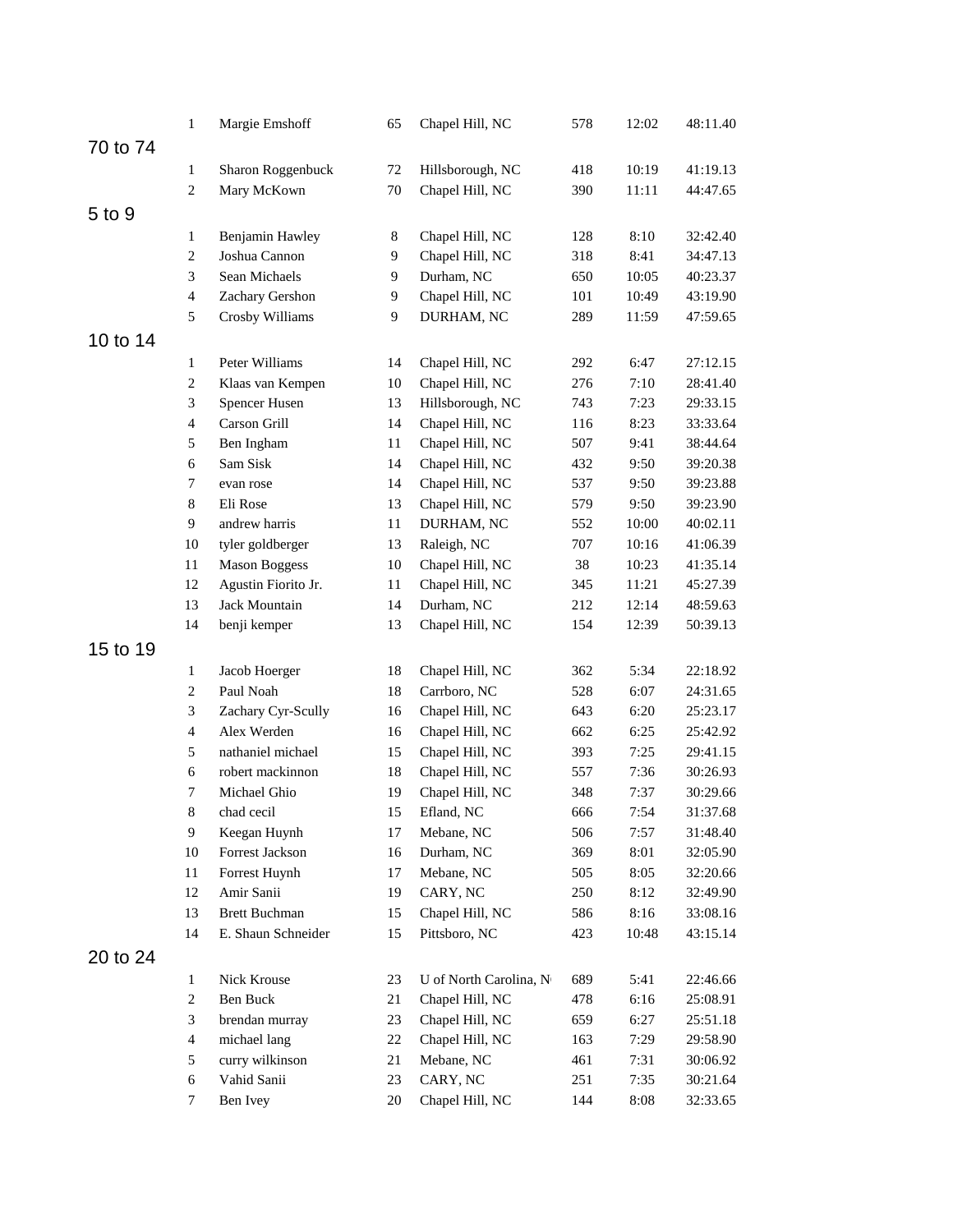| 1 | Margie Emshoff | 65 | Chapel Hill, NC | 578 | 12:02 | 48:11.40 |
|---|---|---|---|---|---|---|

## 70 to 74

| | | | | | | |
|---|---|---|---|---|---|---|
| 1 | Sharon Roggenbuck | 72 | Hillsborough, NC | 418 | 10:19 | 41:19.13 |
| 2 | Mary McKown | 70 | Chapel Hill, NC | 390 | 11:11 | 44:47.65 |

## 5 to 9

| | | | | | | |
|---|---|---|---|---|---|---|
| 1 | Benjamin Hawley | 8 | Chapel Hill, NC | 128 | 8:10 | 32:42.40 |
| 2 | Joshua Cannon | 9 | Chapel Hill, NC | 318 | 8:41 | 34:47.13 |
| 3 | Sean Michaels | 9 | Durham, NC | 650 | 10:05 | 40:23.37 |
| 4 | Zachary Gershon | 9 | Chapel Hill, NC | 101 | 10:49 | 43:19.90 |
| 5 | Crosby Williams | 9 | DURHAM, NC | 289 | 11:59 | 47:59.65 |

## 10 to 14

| | | | | | | |
|---|---|---|---|---|---|---|
| 1 | Peter Williams | 14 | Chapel Hill, NC | 292 | 6:47 | 27:12.15 |
| 2 | Klaas van Kempen | 10 | Chapel Hill, NC | 276 | 7:10 | 28:41.40 |
| 3 | Spencer Husen | 13 | Hillsborough, NC | 743 | 7:23 | 29:33.15 |
| 4 | Carson Grill | 14 | Chapel Hill, NC | 116 | 8:23 | 33:33.64 |
| 5 | Ben Ingham | 11 | Chapel Hill, NC | 507 | 9:41 | 38:44.64 |
| 6 | Sam Sisk | 14 | Chapel Hill, NC | 432 | 9:50 | 39:20.38 |
| 7 | evan rose | 14 | Chapel Hill, NC | 537 | 9:50 | 39:23.88 |
| 8 | Eli Rose | 13 | Chapel Hill, NC | 579 | 9:50 | 39:23.90 |
| 9 | andrew harris | 11 | DURHAM, NC | 552 | 10:00 | 40:02.11 |
| 10 | tyler goldberger | 13 | Raleigh, NC | 707 | 10:16 | 41:06.39 |
| 11 | Mason Boggess | 10 | Chapel Hill, NC | 38 | 10:23 | 41:35.14 |
| 12 | Agustin Fiorito Jr. | 11 | Chapel Hill, NC | 345 | 11:21 | 45:27.39 |
| 13 | Jack Mountain | 14 | Durham, NC | 212 | 12:14 | 48:59.63 |
| 14 | benji kemper | 13 | Chapel Hill, NC | 154 | 12:39 | 50:39.13 |

## 15 to 19

| | | | | | | |
|---|---|---|---|---|---|---|
| 1 | Jacob Hoerger | 18 | Chapel Hill, NC | 362 | 5:34 | 22:18.92 |
| 2 | Paul Noah | 18 | Carrboro, NC | 528 | 6:07 | 24:31.65 |
| 3 | Zachary Cyr-Scully | 16 | Chapel Hill, NC | 643 | 6:20 | 25:23.17 |
| 4 | Alex Werden | 16 | Chapel Hill, NC | 662 | 6:25 | 25:42.92 |
| 5 | nathaniel michael | 15 | Chapel Hill, NC | 393 | 7:25 | 29:41.15 |
| 6 | robert mackinnon | 18 | Chapel Hill, NC | 557 | 7:36 | 30:26.93 |
| 7 | Michael Ghio | 19 | Chapel Hill, NC | 348 | 7:37 | 30:29.66 |
| 8 | chad cecil | 15 | Efland, NC | 666 | 7:54 | 31:37.68 |
| 9 | Keegan Huynh | 17 | Mebane, NC | 506 | 7:57 | 31:48.40 |
| 10 | Forrest Jackson | 16 | Durham, NC | 369 | 8:01 | 32:05.90 |
| 11 | Forrest Huynh | 17 | Mebane, NC | 505 | 8:05 | 32:20.66 |
| 12 | Amir Sanii | 19 | CARY, NC | 250 | 8:12 | 32:49.90 |
| 13 | Brett Buchman | 15 | Chapel Hill, NC | 586 | 8:16 | 33:08.16 |
| 14 | E. Shaun Schneider | 15 | Pittsboro, NC | 423 | 10:48 | 43:15.14 |

## 20 to 24

| | | | | | | |
|---|---|---|---|---|---|---|
| 1 | Nick Krouse | 23 | U of North Carolina, N | 689 | 5:41 | 22:46.66 |
| 2 | Ben Buck | 21 | Chapel Hill, NC | 478 | 6:16 | 25:08.91 |
| 3 | brendan murray | 23 | Chapel Hill, NC | 659 | 6:27 | 25:51.18 |
| 4 | michael lang | 22 | Chapel Hill, NC | 163 | 7:29 | 29:58.90 |
| 5 | curry wilkinson | 21 | Mebane, NC | 461 | 7:31 | 30:06.92 |
| 6 | Vahid Sanii | 23 | CARY, NC | 251 | 7:35 | 30:21.64 |
| 7 | Ben Ivey | 20 | Chapel Hill, NC | 144 | 8:08 | 32:33.65 |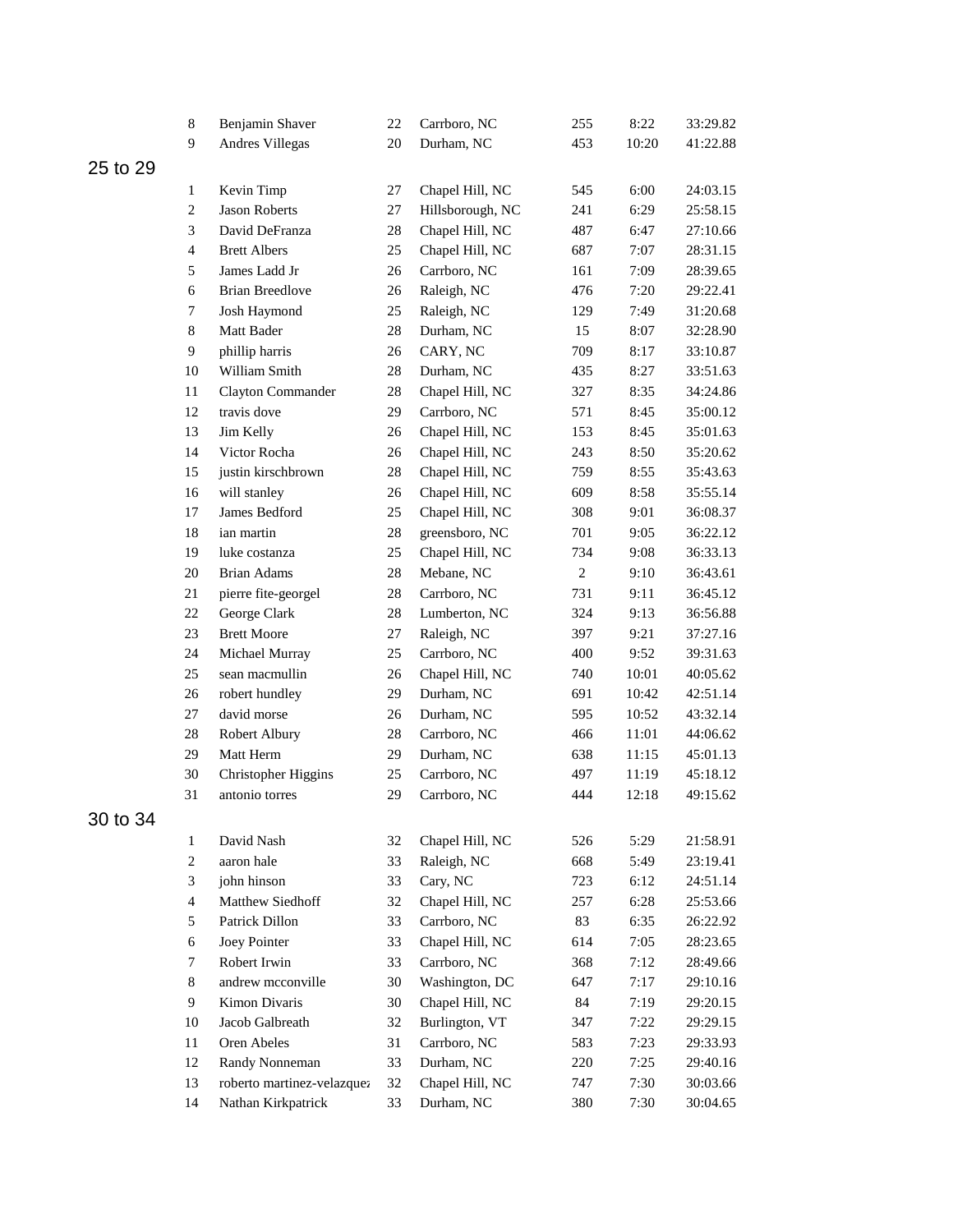| | | | | | | |
|---|---|---|---|---|---|---|
| 8 | Benjamin Shaver | 22 | Carrboro, NC | 255 | 8:22 | 33:29.82 |
| 9 | Andres Villegas | 20 | Durham, NC | 453 | 10:20 | 41:22.88 |

## 25 to 29

| | | | | | | |
|---|---|---|---|---|---|---|
| 1 | Kevin Timp | 27 | Chapel Hill, NC | 545 | 6:00 | 24:03.15 |
| 2 | Jason Roberts | 27 | Hillsborough, NC | 241 | 6:29 | 25:58.15 |
| 3 | David DeFranza | 28 | Chapel Hill, NC | 487 | 6:47 | 27:10.66 |
| 4 | Brett Albers | 25 | Chapel Hill, NC | 687 | 7:07 | 28:31.15 |
| 5 | James Ladd Jr | 26 | Carrboro, NC | 161 | 7:09 | 28:39.65 |
| 6 | Brian Breedlove | 26 | Raleigh, NC | 476 | 7:20 | 29:22.41 |
| 7 | Josh Haymond | 25 | Raleigh, NC | 129 | 7:49 | 31:20.68 |
| 8 | Matt Bader | 28 | Durham, NC | 15 | 8:07 | 32:28.90 |
| 9 | phillip harris | 26 | CARY, NC | 709 | 8:17 | 33:10.87 |
| 10 | William Smith | 28 | Durham, NC | 435 | 8:27 | 33:51.63 |
| 11 | Clayton Commander | 28 | Chapel Hill, NC | 327 | 8:35 | 34:24.86 |
| 12 | travis dove | 29 | Carrboro, NC | 571 | 8:45 | 35:00.12 |
| 13 | Jim Kelly | 26 | Chapel Hill, NC | 153 | 8:45 | 35:01.63 |
| 14 | Victor Rocha | 26 | Chapel Hill, NC | 243 | 8:50 | 35:20.62 |
| 15 | justin kirschbrown | 28 | Chapel Hill, NC | 759 | 8:55 | 35:43.63 |
| 16 | will stanley | 26 | Chapel Hill, NC | 609 | 8:58 | 35:55.14 |
| 17 | James Bedford | 25 | Chapel Hill, NC | 308 | 9:01 | 36:08.37 |
| 18 | ian martin | 28 | greensboro, NC | 701 | 9:05 | 36:22.12 |
| 19 | luke costanza | 25 | Chapel Hill, NC | 734 | 9:08 | 36:33.13 |
| 20 | Brian Adams | 28 | Mebane, NC | 2 | 9:10 | 36:43.61 |
| 21 | pierre fite-georgel | 28 | Carrboro, NC | 731 | 9:11 | 36:45.12 |
| 22 | George Clark | 28 | Lumberton, NC | 324 | 9:13 | 36:56.88 |
| 23 | Brett Moore | 27 | Raleigh, NC | 397 | 9:21 | 37:27.16 |
| 24 | Michael Murray | 25 | Carrboro, NC | 400 | 9:52 | 39:31.63 |
| 25 | sean macmullin | 26 | Chapel Hill, NC | 740 | 10:01 | 40:05.62 |
| 26 | robert hundley | 29 | Durham, NC | 691 | 10:42 | 42:51.14 |
| 27 | david morse | 26 | Durham, NC | 595 | 10:52 | 43:32.14 |
| 28 | Robert Albury | 28 | Carrboro, NC | 466 | 11:01 | 44:06.62 |
| 29 | Matt Herm | 29 | Durham, NC | 638 | 11:15 | 45:01.13 |
| 30 | Christopher Higgins | 25 | Carrboro, NC | 497 | 11:19 | 45:18.12 |
| 31 | antonio torres | 29 | Carrboro, NC | 444 | 12:18 | 49:15.62 |

## 30 to 34

| | | | | | | |
|---|---|---|---|---|---|---|
| 1 | David Nash | 32 | Chapel Hill, NC | 526 | 5:29 | 21:58.91 |
| 2 | aaron hale | 33 | Raleigh, NC | 668 | 5:49 | 23:19.41 |
| 3 | john hinson | 33 | Cary, NC | 723 | 6:12 | 24:51.14 |
| 4 | Matthew Siedhoff | 32 | Chapel Hill, NC | 257 | 6:28 | 25:53.66 |
| 5 | Patrick Dillon | 33 | Carrboro, NC | 83 | 6:35 | 26:22.92 |
| 6 | Joey Pointer | 33 | Chapel Hill, NC | 614 | 7:05 | 28:23.65 |
| 7 | Robert Irwin | 33 | Carrboro, NC | 368 | 7:12 | 28:49.66 |
| 8 | andrew mcconville | 30 | Washington, DC | 647 | 7:17 | 29:10.16 |
| 9 | Kimon Divaris | 30 | Chapel Hill, NC | 84 | 7:19 | 29:20.15 |
| 10 | Jacob Galbreath | 32 | Burlington, VT | 347 | 7:22 | 29:29.15 |
| 11 | Oren Abeles | 31 | Carrboro, NC | 583 | 7:23 | 29:33.93 |
| 12 | Randy Nonneman | 33 | Durham, NC | 220 | 7:25 | 29:40.16 |
| 13 | roberto martinez-velazquez | 32 | Chapel Hill, NC | 747 | 7:30 | 30:03.66 |
| 14 | Nathan Kirkpatrick | 33 | Durham, NC | 380 | 7:30 | 30:04.65 |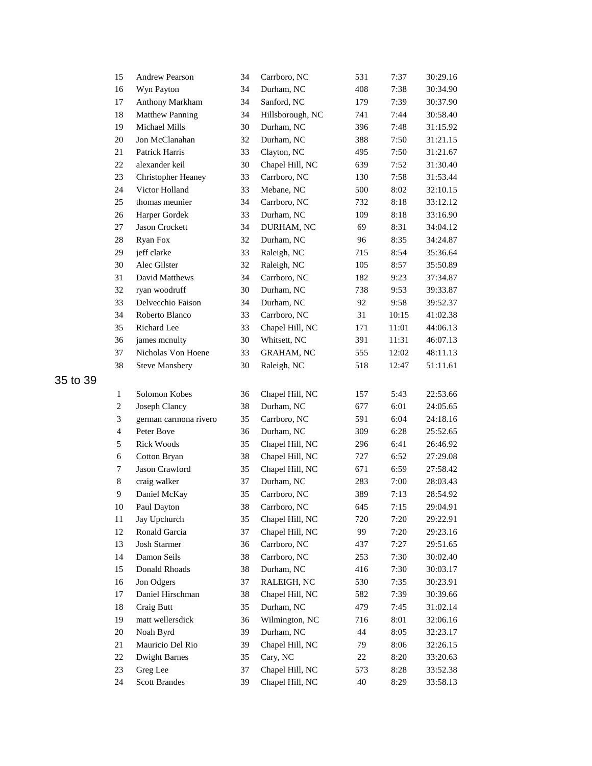| | | | | | | |
|---|---|---|---|---|---|---|
| 15 | Andrew Pearson | 34 | Carrboro, NC | 531 | 7:37 | 30:29.16 |
| 16 | Wyn Payton | 34 | Durham, NC | 408 | 7:38 | 30:34.90 |
| 17 | Anthony Markham | 34 | Sanford, NC | 179 | 7:39 | 30:37.90 |
| 18 | Matthew Panning | 34 | Hillsborough, NC | 741 | 7:44 | 30:58.40 |
| 19 | Michael Mills | 30 | Durham, NC | 396 | 7:48 | 31:15.92 |
| 20 | Jon McClanahan | 32 | Durham, NC | 388 | 7:50 | 31:21.15 |
| 21 | Patrick Harris | 33 | Clayton, NC | 495 | 7:50 | 31:21.67 |
| 22 | alexander keil | 30 | Chapel Hill, NC | 639 | 7:52 | 31:30.40 |
| 23 | Christopher Heaney | 33 | Carrboro, NC | 130 | 7:58 | 31:53.44 |
| 24 | Victor Holland | 33 | Mebane, NC | 500 | 8:02 | 32:10.15 |
| 25 | thomas meunier | 34 | Carrboro, NC | 732 | 8:18 | 33:12.12 |
| 26 | Harper Gordek | 33 | Durham, NC | 109 | 8:18 | 33:16.90 |
| 27 | Jason Crockett | 34 | DURHAM, NC | 69 | 8:31 | 34:04.12 |
| 28 | Ryan Fox | 32 | Durham, NC | 96 | 8:35 | 34:24.87 |
| 29 | jeff clarke | 33 | Raleigh, NC | 715 | 8:54 | 35:36.64 |
| 30 | Alec Gilster | 32 | Raleigh, NC | 105 | 8:57 | 35:50.89 |
| 31 | David Matthews | 34 | Carrboro, NC | 182 | 9:23 | 37:34.87 |
| 32 | ryan woodruff | 30 | Durham, NC | 738 | 9:53 | 39:33.87 |
| 33 | Delvecchio Faison | 34 | Durham, NC | 92 | 9:58 | 39:52.37 |
| 34 | Roberto Blanco | 33 | Carrboro, NC | 31 | 10:15 | 41:02.38 |
| 35 | Richard Lee | 33 | Chapel Hill, NC | 171 | 11:01 | 44:06.13 |
| 36 | james mcnulty | 30 | Whitsett, NC | 391 | 11:31 | 46:07.13 |
| 37 | Nicholas Von Hoene | 33 | GRAHAM, NC | 555 | 12:02 | 48:11.13 |
| 38 | Steve Mansbery | 30 | Raleigh, NC | 518 | 12:47 | 51:11.61 |

## 35 to 39

| | | | | | | |
|---|---|---|---|---|---|---|
| 1 | Solomon Kobes | 36 | Chapel Hill, NC | 157 | 5:43 | 22:53.66 |
| 2 | Joseph Clancy | 38 | Durham, NC | 677 | 6:01 | 24:05.65 |
| 3 | german carmona rivero | 35 | Carrboro, NC | 591 | 6:04 | 24:18.16 |
| 4 | Peter Bove | 36 | Durham, NC | 309 | 6:28 | 25:52.65 |
| 5 | Rick Woods | 35 | Chapel Hill, NC | 296 | 6:41 | 26:46.92 |
| 6 | Cotton Bryan | 38 | Chapel Hill, NC | 727 | 6:52 | 27:29.08 |
| 7 | Jason Crawford | 35 | Chapel Hill, NC | 671 | 6:59 | 27:58.42 |
| 8 | craig walker | 37 | Durham, NC | 283 | 7:00 | 28:03.43 |
| 9 | Daniel McKay | 35 | Carrboro, NC | 389 | 7:13 | 28:54.92 |
| 10 | Paul Dayton | 38 | Carrboro, NC | 645 | 7:15 | 29:04.91 |
| 11 | Jay Upchurch | 35 | Chapel Hill, NC | 720 | 7:20 | 29:22.91 |
| 12 | Ronald Garcia | 37 | Chapel Hill, NC | 99 | 7:20 | 29:23.16 |
| 13 | Josh Starmer | 36 | Carrboro, NC | 437 | 7:27 | 29:51.65 |
| 14 | Damon Seils | 38 | Carrboro, NC | 253 | 7:30 | 30:02.40 |
| 15 | Donald Rhoads | 38 | Durham, NC | 416 | 7:30 | 30:03.17 |
| 16 | Jon Odgers | 37 | RALEIGH, NC | 530 | 7:35 | 30:23.91 |
| 17 | Daniel Hirschman | 38 | Chapel Hill, NC | 582 | 7:39 | 30:39.66 |
| 18 | Craig Butt | 35 | Durham, NC | 479 | 7:45 | 31:02.14 |
| 19 | matt wellersdick | 36 | Wilmington, NC | 716 | 8:01 | 32:06.16 |
| 20 | Noah Byrd | 39 | Durham, NC | 44 | 8:05 | 32:23.17 |
| 21 | Mauricio Del Rio | 39 | Chapel Hill, NC | 79 | 8:06 | 32:26.15 |
| 22 | Dwight Barnes | 35 | Cary, NC | 22 | 8:20 | 33:20.63 |
| 23 | Greg Lee | 37 | Chapel Hill, NC | 573 | 8:28 | 33:52.38 |
| 24 | Scott Brandes | 39 | Chapel Hill, NC | 40 | 8:29 | 33:58.13 |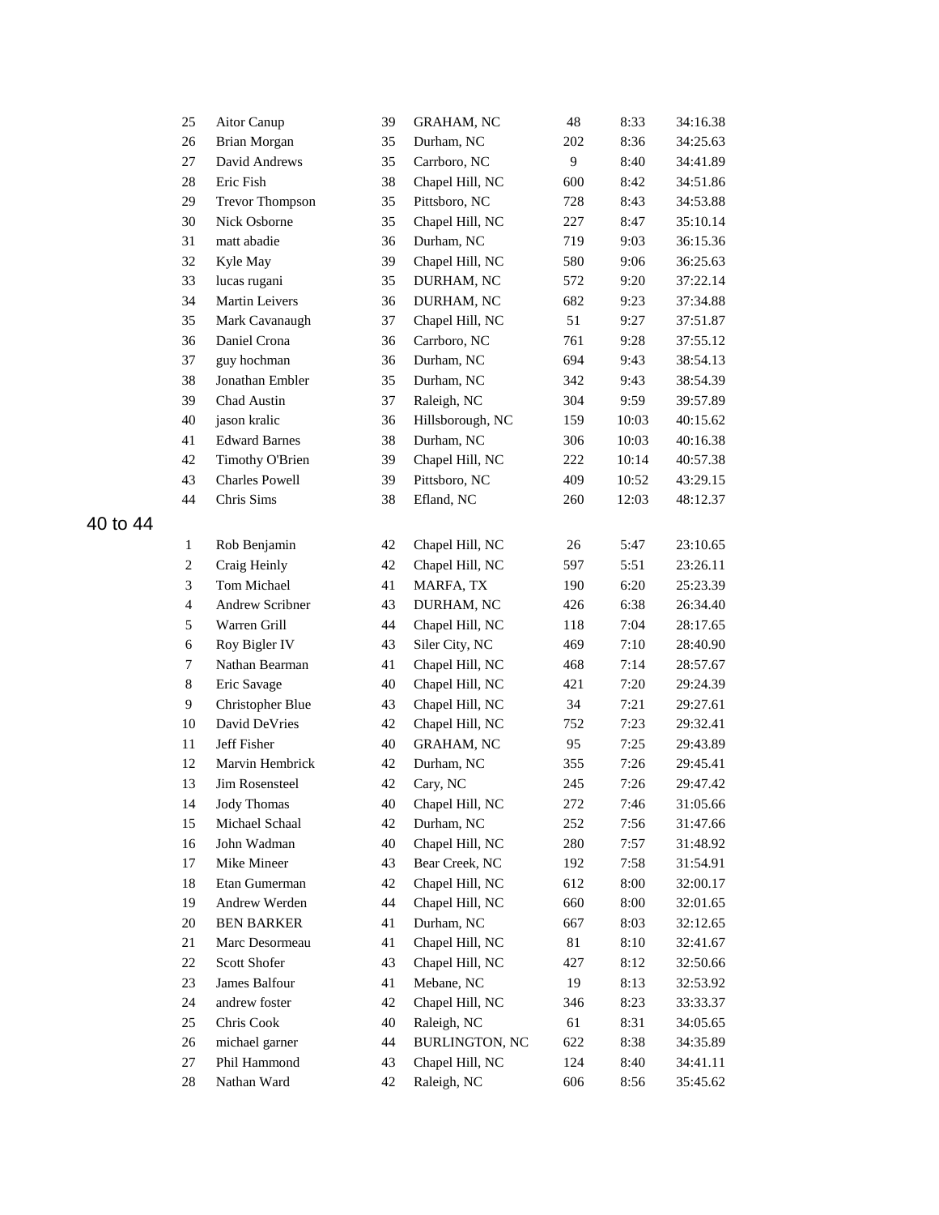| | | | | | | |
|---|---|---|---|---|---|---|
| 25 | Aitor Canup | 39 | GRAHAM, NC | 48 | 8:33 | 34:16.38 |
| 26 | Brian Morgan | 35 | Durham, NC | 202 | 8:36 | 34:25.63 |
| 27 | David Andrews | 35 | Carrboro, NC | 9 | 8:40 | 34:41.89 |
| 28 | Eric Fish | 38 | Chapel Hill, NC | 600 | 8:42 | 34:51.86 |
| 29 | Trevor Thompson | 35 | Pittsboro, NC | 728 | 8:43 | 34:53.88 |
| 30 | Nick Osborne | 35 | Chapel Hill, NC | 227 | 8:47 | 35:10.14 |
| 31 | matt abadie | 36 | Durham, NC | 719 | 9:03 | 36:15.36 |
| 32 | Kyle May | 39 | Chapel Hill, NC | 580 | 9:06 | 36:25.63 |
| 33 | lucas rugani | 35 | DURHAM, NC | 572 | 9:20 | 37:22.14 |
| 34 | Martin Leivers | 36 | DURHAM, NC | 682 | 9:23 | 37:34.88 |
| 35 | Mark Cavanaugh | 37 | Chapel Hill, NC | 51 | 9:27 | 37:51.87 |
| 36 | Daniel Crona | 36 | Carrboro, NC | 761 | 9:28 | 37:55.12 |
| 37 | guy hochman | 36 | Durham, NC | 694 | 9:43 | 38:54.13 |
| 38 | Jonathan Embler | 35 | Durham, NC | 342 | 9:43 | 38:54.39 |
| 39 | Chad Austin | 37 | Raleigh, NC | 304 | 9:59 | 39:57.89 |
| 40 | jason kralic | 36 | Hillsborough, NC | 159 | 10:03 | 40:15.62 |
| 41 | Edward Barnes | 38 | Durham, NC | 306 | 10:03 | 40:16.38 |
| 42 | Timothy O'Brien | 39 | Chapel Hill, NC | 222 | 10:14 | 40:57.38 |
| 43 | Charles Powell | 39 | Pittsboro, NC | 409 | 10:52 | 43:29.15 |
| 44 | Chris Sims | 38 | Efland, NC | 260 | 12:03 | 48:12.37 |

## 40 to 44

| | | | | | | |
|---|---|---|---|---|---|---|
| 1 | Rob Benjamin | 42 | Chapel Hill, NC | 26 | 5:47 | 23:10.65 |
| 2 | Craig Heinly | 42 | Chapel Hill, NC | 597 | 5:51 | 23:26.11 |
| 3 | Tom Michael | 41 | MARFA, TX | 190 | 6:20 | 25:23.39 |
| 4 | Andrew Scribner | 43 | DURHAM, NC | 426 | 6:38 | 26:34.40 |
| 5 | Warren Grill | 44 | Chapel Hill, NC | 118 | 7:04 | 28:17.65 |
| 6 | Roy Bigler IV | 43 | Siler City, NC | 469 | 7:10 | 28:40.90 |
| 7 | Nathan Bearman | 41 | Chapel Hill, NC | 468 | 7:14 | 28:57.67 |
| 8 | Eric Savage | 40 | Chapel Hill, NC | 421 | 7:20 | 29:24.39 |
| 9 | Christopher Blue | 43 | Chapel Hill, NC | 34 | 7:21 | 29:27.61 |
| 10 | David DeVries | 42 | Chapel Hill, NC | 752 | 7:23 | 29:32.41 |
| 11 | Jeff Fisher | 40 | GRAHAM, NC | 95 | 7:25 | 29:43.89 |
| 12 | Marvin Hembrick | 42 | Durham, NC | 355 | 7:26 | 29:45.41 |
| 13 | Jim Rosensteel | 42 | Cary, NC | 245 | 7:26 | 29:47.42 |
| 14 | Jody Thomas | 40 | Chapel Hill, NC | 272 | 7:46 | 31:05.66 |
| 15 | Michael Schaal | 42 | Durham, NC | 252 | 7:56 | 31:47.66 |
| 16 | John Wadman | 40 | Chapel Hill, NC | 280 | 7:57 | 31:48.92 |
| 17 | Mike Mineer | 43 | Bear Creek, NC | 192 | 7:58 | 31:54.91 |
| 18 | Etan Gumerman | 42 | Chapel Hill, NC | 612 | 8:00 | 32:00.17 |
| 19 | Andrew Werden | 44 | Chapel Hill, NC | 660 | 8:00 | 32:01.65 |
| 20 | BEN BARKER | 41 | Durham, NC | 667 | 8:03 | 32:12.65 |
| 21 | Marc Desormeau | 41 | Chapel Hill, NC | 81 | 8:10 | 32:41.67 |
| 22 | Scott Shofer | 43 | Chapel Hill, NC | 427 | 8:12 | 32:50.66 |
| 23 | James Balfour | 41 | Mebane, NC | 19 | 8:13 | 32:53.92 |
| 24 | andrew foster | 42 | Chapel Hill, NC | 346 | 8:23 | 33:33.37 |
| 25 | Chris Cook | 40 | Raleigh, NC | 61 | 8:31 | 34:05.65 |
| 26 | michael garner | 44 | BURLINGTON, NC | 622 | 8:38 | 34:35.89 |
| 27 | Phil Hammond | 43 | Chapel Hill, NC | 124 | 8:40 | 34:41.11 |
| 28 | Nathan Ward | 42 | Raleigh, NC | 606 | 8:56 | 35:45.62 |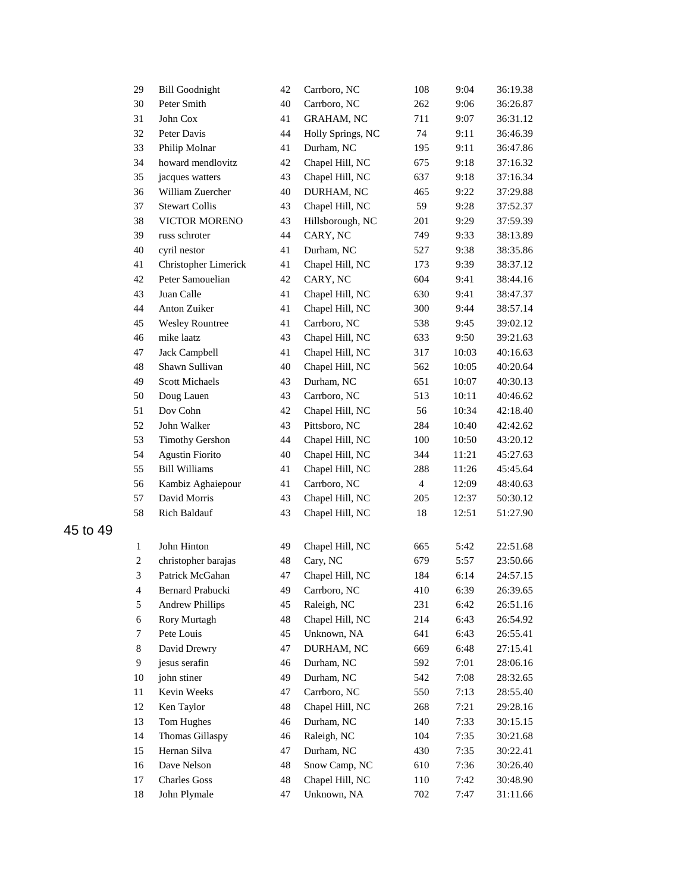| | | | | | | |
|---|---|---|---|---|---|---|
| 29 | Bill Goodnight | 42 | Carrboro, NC | 108 | 9:04 | 36:19.38 |
| 30 | Peter Smith | 40 | Carrboro, NC | 262 | 9:06 | 36:26.87 |
| 31 | John Cox | 41 | GRAHAM, NC | 711 | 9:07 | 36:31.12 |
| 32 | Peter Davis | 44 | Holly Springs, NC | 74 | 9:11 | 36:46.39 |
| 33 | Philip Molnar | 41 | Durham, NC | 195 | 9:11 | 36:47.86 |
| 34 | howard mendlovitz | 42 | Chapel Hill, NC | 675 | 9:18 | 37:16.32 |
| 35 | jacques watters | 43 | Chapel Hill, NC | 637 | 9:18 | 37:16.34 |
| 36 | William Zuercher | 40 | DURHAM, NC | 465 | 9:22 | 37:29.88 |
| 37 | Stewart Collis | 43 | Chapel Hill, NC | 59 | 9:28 | 37:52.37 |
| 38 | VICTOR MORENO | 43 | Hillsborough, NC | 201 | 9:29 | 37:59.39 |
| 39 | russ schroter | 44 | CARY, NC | 749 | 9:33 | 38:13.89 |
| 40 | cyril nestor | 41 | Durham, NC | 527 | 9:38 | 38:35.86 |
| 41 | Christopher Limerick | 41 | Chapel Hill, NC | 173 | 9:39 | 38:37.12 |
| 42 | Peter Samouelian | 42 | CARY, NC | 604 | 9:41 | 38:44.16 |
| 43 | Juan Calle | 41 | Chapel Hill, NC | 630 | 9:41 | 38:47.37 |
| 44 | Anton Zuiker | 41 | Chapel Hill, NC | 300 | 9:44 | 38:57.14 |
| 45 | Wesley Rountree | 41 | Carrboro, NC | 538 | 9:45 | 39:02.12 |
| 46 | mike laatz | 43 | Chapel Hill, NC | 633 | 9:50 | 39:21.63 |
| 47 | Jack Campbell | 41 | Chapel Hill, NC | 317 | 10:03 | 40:16.63 |
| 48 | Shawn Sullivan | 40 | Chapel Hill, NC | 562 | 10:05 | 40:20.64 |
| 49 | Scott Michaels | 43 | Durham, NC | 651 | 10:07 | 40:30.13 |
| 50 | Doug Lauen | 43 | Carrboro, NC | 513 | 10:11 | 40:46.62 |
| 51 | Dov Cohn | 42 | Chapel Hill, NC | 56 | 10:34 | 42:18.40 |
| 52 | John Walker | 43 | Pittsboro, NC | 284 | 10:40 | 42:42.62 |
| 53 | Timothy Gershon | 44 | Chapel Hill, NC | 100 | 10:50 | 43:20.12 |
| 54 | Agustin Fiorito | 40 | Chapel Hill, NC | 344 | 11:21 | 45:27.63 |
| 55 | Bill Williams | 41 | Chapel Hill, NC | 288 | 11:26 | 45:45.64 |
| 56 | Kambiz Aghaiepour | 41 | Carrboro, NC | 4 | 12:09 | 48:40.63 |
| 57 | David Morris | 43 | Chapel Hill, NC | 205 | 12:37 | 50:30.12 |
| 58 | Rich Baldauf | 43 | Chapel Hill, NC | 18 | 12:51 | 51:27.90 |

## 45 to 49

| | | | | | | |
|---|---|---|---|---|---|---|
| 1 | John Hinton | 49 | Chapel Hill, NC | 665 | 5:42 | 22:51.68 |
| 2 | christopher barajas | 48 | Cary, NC | 679 | 5:57 | 23:50.66 |
| 3 | Patrick McGahan | 47 | Chapel Hill, NC | 184 | 6:14 | 24:57.15 |
| 4 | Bernard Prabucki | 49 | Carrboro, NC | 410 | 6:39 | 26:39.65 |
| 5 | Andrew Phillips | 45 | Raleigh, NC | 231 | 6:42 | 26:51.16 |
| 6 | Rory Murtagh | 48 | Chapel Hill, NC | 214 | 6:43 | 26:54.92 |
| 7 | Pete Louis | 45 | Unknown, NA | 641 | 6:43 | 26:55.41 |
| 8 | David Drewry | 47 | DURHAM, NC | 669 | 6:48 | 27:15.41 |
| 9 | jesus serafin | 46 | Durham, NC | 592 | 7:01 | 28:06.16 |
| 10 | john stiner | 49 | Durham, NC | 542 | 7:08 | 28:32.65 |
| 11 | Kevin Weeks | 47 | Carrboro, NC | 550 | 7:13 | 28:55.40 |
| 12 | Ken Taylor | 48 | Chapel Hill, NC | 268 | 7:21 | 29:28.16 |
| 13 | Tom Hughes | 46 | Durham, NC | 140 | 7:33 | 30:15.15 |
| 14 | Thomas Gillaspy | 46 | Raleigh, NC | 104 | 7:35 | 30:21.68 |
| 15 | Hernan Silva | 47 | Durham, NC | 430 | 7:35 | 30:22.41 |
| 16 | Dave Nelson | 48 | Snow Camp, NC | 610 | 7:36 | 30:26.40 |
| 17 | Charles Goss | 48 | Chapel Hill, NC | 110 | 7:42 | 30:48.90 |
| 18 | John Plymale | 47 | Unknown, NA | 702 | 7:47 | 31:11.66 |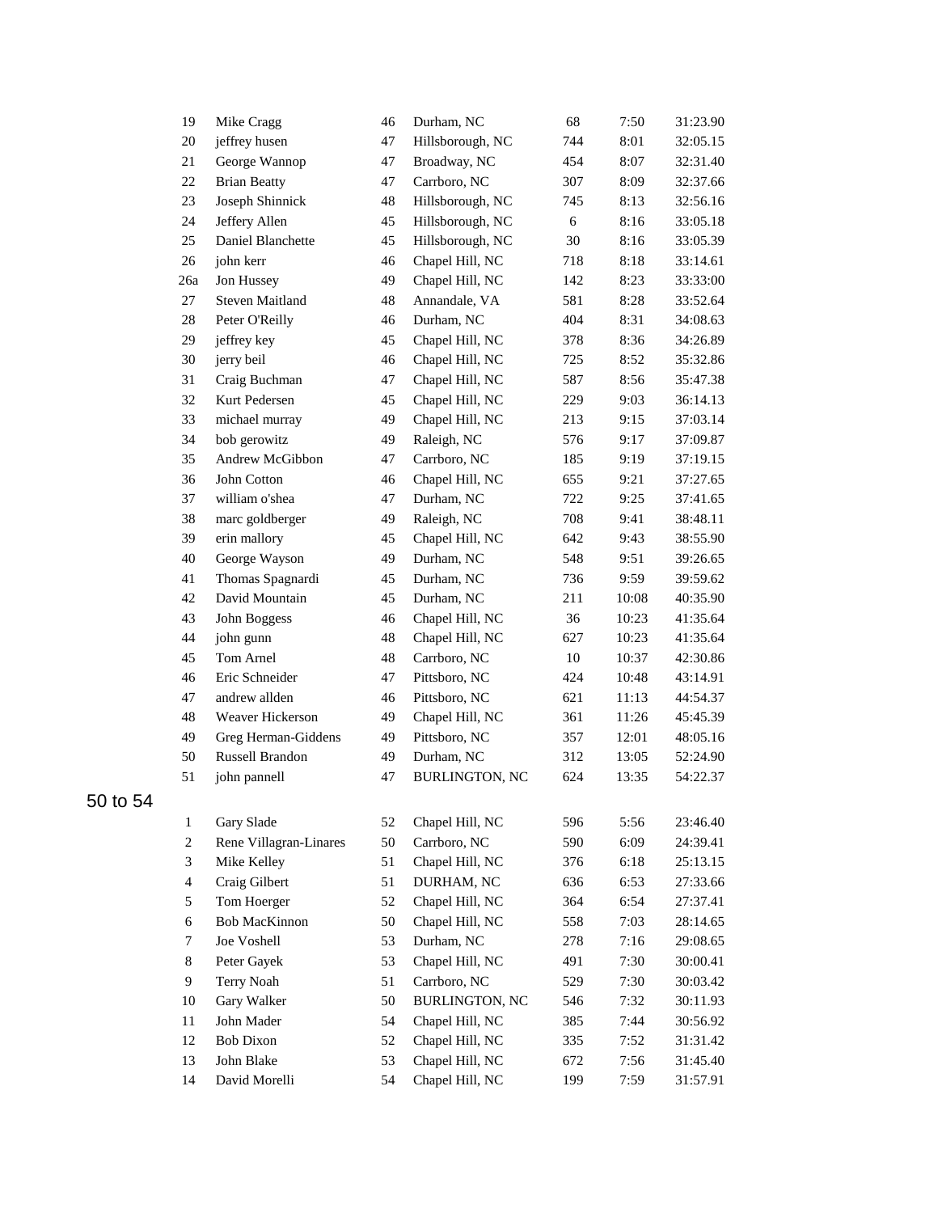| | | | | | | |
|---|---|---|---|---|---|---|
| 19 | Mike Cragg | 46 | Durham, NC | 68 | 7:50 | 31:23.90 |
| 20 | jeffrey husen | 47 | Hillsborough, NC | 744 | 8:01 | 32:05.15 |
| 21 | George Wannop | 47 | Broadway, NC | 454 | 8:07 | 32:31.40 |
| 22 | Brian Beatty | 47 | Carrboro, NC | 307 | 8:09 | 32:37.66 |
| 23 | Joseph Shinnick | 48 | Hillsborough, NC | 745 | 8:13 | 32:56.16 |
| 24 | Jeffery Allen | 45 | Hillsborough, NC | 6 | 8:16 | 33:05.18 |
| 25 | Daniel Blanchette | 45 | Hillsborough, NC | 30 | 8:16 | 33:05.39 |
| 26 | john kerr | 46 | Chapel Hill, NC | 718 | 8:18 | 33:14.61 |
| 26a | Jon Hussey | 49 | Chapel Hill, NC | 142 | 8:23 | 33:33:00 |
| 27 | Steven Maitland | 48 | Annandale, VA | 581 | 8:28 | 33:52.64 |
| 28 | Peter O'Reilly | 46 | Durham, NC | 404 | 8:31 | 34:08.63 |
| 29 | jeffrey key | 45 | Chapel Hill, NC | 378 | 8:36 | 34:26.89 |
| 30 | jerry beil | 46 | Chapel Hill, NC | 725 | 8:52 | 35:32.86 |
| 31 | Craig Buchman | 47 | Chapel Hill, NC | 587 | 8:56 | 35:47.38 |
| 32 | Kurt Pedersen | 45 | Chapel Hill, NC | 229 | 9:03 | 36:14.13 |
| 33 | michael murray | 49 | Chapel Hill, NC | 213 | 9:15 | 37:03.14 |
| 34 | bob gerowitz | 49 | Raleigh, NC | 576 | 9:17 | 37:09.87 |
| 35 | Andrew McGibbon | 47 | Carrboro, NC | 185 | 9:19 | 37:19.15 |
| 36 | John Cotton | 46 | Chapel Hill, NC | 655 | 9:21 | 37:27.65 |
| 37 | william o'shea | 47 | Durham, NC | 722 | 9:25 | 37:41.65 |
| 38 | marc goldberger | 49 | Raleigh, NC | 708 | 9:41 | 38:48.11 |
| 39 | erin mallory | 45 | Chapel Hill, NC | 642 | 9:43 | 38:55.90 |
| 40 | George Wayson | 49 | Durham, NC | 548 | 9:51 | 39:26.65 |
| 41 | Thomas Spagnardi | 45 | Durham, NC | 736 | 9:59 | 39:59.62 |
| 42 | David Mountain | 45 | Durham, NC | 211 | 10:08 | 40:35.90 |
| 43 | John Boggess | 46 | Chapel Hill, NC | 36 | 10:23 | 41:35.64 |
| 44 | john gunn | 48 | Chapel Hill, NC | 627 | 10:23 | 41:35.64 |
| 45 | Tom Arnel | 48 | Carrboro, NC | 10 | 10:37 | 42:30.86 |
| 46 | Eric Schneider | 47 | Pittsboro, NC | 424 | 10:48 | 43:14.91 |
| 47 | andrew allden | 46 | Pittsboro, NC | 621 | 11:13 | 44:54.37 |
| 48 | Weaver Hickerson | 49 | Chapel Hill, NC | 361 | 11:26 | 45:45.39 |
| 49 | Greg Herman-Giddens | 49 | Pittsboro, NC | 357 | 12:01 | 48:05.16 |
| 50 | Russell Brandon | 49 | Durham, NC | 312 | 13:05 | 52:24.90 |
| 51 | john pannell | 47 | BURLINGTON, NC | 624 | 13:35 | 54:22.37 |

## 50 to 54

| | | | | | | |
|---|---|---|---|---|---|---|
| 1 | Gary Slade | 52 | Chapel Hill, NC | 596 | 5:56 | 23:46.40 |
| 2 | Rene Villagran-Linares | 50 | Carrboro, NC | 590 | 6:09 | 24:39.41 |
| 3 | Mike Kelley | 51 | Chapel Hill, NC | 376 | 6:18 | 25:13.15 |
| 4 | Craig Gilbert | 51 | DURHAM, NC | 636 | 6:53 | 27:33.66 |
| 5 | Tom Hoerger | 52 | Chapel Hill, NC | 364 | 6:54 | 27:37.41 |
| 6 | Bob MacKinnon | 50 | Chapel Hill, NC | 558 | 7:03 | 28:14.65 |
| 7 | Joe Voshell | 53 | Durham, NC | 278 | 7:16 | 29:08.65 |
| 8 | Peter Gayek | 53 | Chapel Hill, NC | 491 | 7:30 | 30:00.41 |
| 9 | Terry Noah | 51 | Carrboro, NC | 529 | 7:30 | 30:03.42 |
| 10 | Gary Walker | 50 | BURLINGTON, NC | 546 | 7:32 | 30:11.93 |
| 11 | John Mader | 54 | Chapel Hill, NC | 385 | 7:44 | 30:56.92 |
| 12 | Bob Dixon | 52 | Chapel Hill, NC | 335 | 7:52 | 31:31.42 |
| 13 | John Blake | 53 | Chapel Hill, NC | 672 | 7:56 | 31:45.40 |
| 14 | David Morelli | 54 | Chapel Hill, NC | 199 | 7:59 | 31:57.91 |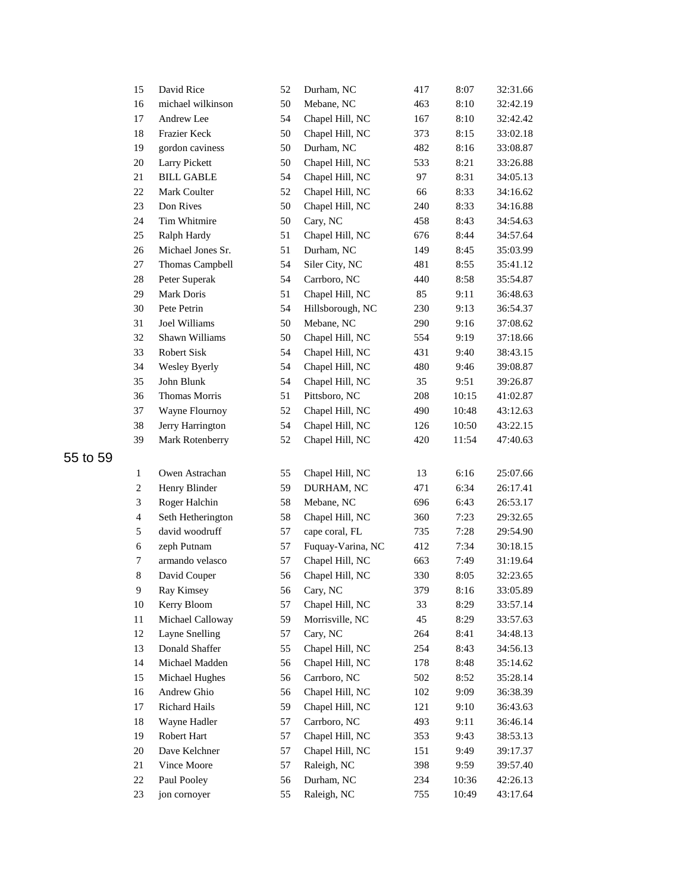| | | | | | | |
|---|---|---|---|---|---|---|
| 15 | David Rice | 52 | Durham, NC | 417 | 8:07 | 32:31.66 |
| 16 | michael wilkinson | 50 | Mebane, NC | 463 | 8:10 | 32:42.19 |
| 17 | Andrew Lee | 54 | Chapel Hill, NC | 167 | 8:10 | 32:42.42 |
| 18 | Frazier Keck | 50 | Chapel Hill, NC | 373 | 8:15 | 33:02.18 |
| 19 | gordon caviness | 50 | Durham, NC | 482 | 8:16 | 33:08.87 |
| 20 | Larry Pickett | 50 | Chapel Hill, NC | 533 | 8:21 | 33:26.88 |
| 21 | BILL GABLE | 54 | Chapel Hill, NC | 97 | 8:31 | 34:05.13 |
| 22 | Mark Coulter | 52 | Chapel Hill, NC | 66 | 8:33 | 34:16.62 |
| 23 | Don Rives | 50 | Chapel Hill, NC | 240 | 8:33 | 34:16.88 |
| 24 | Tim Whitmire | 50 | Cary, NC | 458 | 8:43 | 34:54.63 |
| 25 | Ralph Hardy | 51 | Chapel Hill, NC | 676 | 8:44 | 34:57.64 |
| 26 | Michael Jones Sr. | 51 | Durham, NC | 149 | 8:45 | 35:03.99 |
| 27 | Thomas Campbell | 54 | Siler City, NC | 481 | 8:55 | 35:41.12 |
| 28 | Peter Superak | 54 | Carrboro, NC | 440 | 8:58 | 35:54.87 |
| 29 | Mark Doris | 51 | Chapel Hill, NC | 85 | 9:11 | 36:48.63 |
| 30 | Pete Petrin | 54 | Hillsborough, NC | 230 | 9:13 | 36:54.37 |
| 31 | Joel Williams | 50 | Mebane, NC | 290 | 9:16 | 37:08.62 |
| 32 | Shawn Williams | 50 | Chapel Hill, NC | 554 | 9:19 | 37:18.66 |
| 33 | Robert Sisk | 54 | Chapel Hill, NC | 431 | 9:40 | 38:43.15 |
| 34 | Wesley Byerly | 54 | Chapel Hill, NC | 480 | 9:46 | 39:08.87 |
| 35 | John Blunk | 54 | Chapel Hill, NC | 35 | 9:51 | 39:26.87 |
| 36 | Thomas Morris | 51 | Pittsboro, NC | 208 | 10:15 | 41:02.87 |
| 37 | Wayne Flournoy | 52 | Chapel Hill, NC | 490 | 10:48 | 43:12.63 |
| 38 | Jerry Harrington | 54 | Chapel Hill, NC | 126 | 10:50 | 43:22.15 |
| 39 | Mark Rotenberry | 52 | Chapel Hill, NC | 420 | 11:54 | 47:40.63 |

## 55 to 59

| | | | | | | |
|---|---|---|---|---|---|---|
| 1 | Owen Astrachan | 55 | Chapel Hill, NC | 13 | 6:16 | 25:07.66 |
| 2 | Henry Blinder | 59 | DURHAM, NC | 471 | 6:34 | 26:17.41 |
| 3 | Roger Halchin | 58 | Mebane, NC | 696 | 6:43 | 26:53.17 |
| 4 | Seth Hetherington | 58 | Chapel Hill, NC | 360 | 7:23 | 29:32.65 |
| 5 | david woodruff | 57 | cape coral, FL | 735 | 7:28 | 29:54.90 |
| 6 | zeph Putnam | 57 | Fuquay-Varina, NC | 412 | 7:34 | 30:18.15 |
| 7 | armando velasco | 57 | Chapel Hill, NC | 663 | 7:49 | 31:19.64 |
| 8 | David Couper | 56 | Chapel Hill, NC | 330 | 8:05 | 32:23.65 |
| 9 | Ray Kimsey | 56 | Cary, NC | 379 | 8:16 | 33:05.89 |
| 10 | Kerry Bloom | 57 | Chapel Hill, NC | 33 | 8:29 | 33:57.14 |
| 11 | Michael Calloway | 59 | Morrisville, NC | 45 | 8:29 | 33:57.63 |
| 12 | Layne Snelling | 57 | Cary, NC | 264 | 8:41 | 34:48.13 |
| 13 | Donald Shaffer | 55 | Chapel Hill, NC | 254 | 8:43 | 34:56.13 |
| 14 | Michael Madden | 56 | Chapel Hill, NC | 178 | 8:48 | 35:14.62 |
| 15 | Michael Hughes | 56 | Carrboro, NC | 502 | 8:52 | 35:28.14 |
| 16 | Andrew Ghio | 56 | Chapel Hill, NC | 102 | 9:09 | 36:38.39 |
| 17 | Richard Hails | 59 | Chapel Hill, NC | 121 | 9:10 | 36:43.63 |
| 18 | Wayne Hadler | 57 | Carrboro, NC | 493 | 9:11 | 36:46.14 |
| 19 | Robert Hart | 57 | Chapel Hill, NC | 353 | 9:43 | 38:53.13 |
| 20 | Dave Kelchner | 57 | Chapel Hill, NC | 151 | 9:49 | 39:17.37 |
| 21 | Vince Moore | 57 | Raleigh, NC | 398 | 9:59 | 39:57.40 |
| 22 | Paul Pooley | 56 | Durham, NC | 234 | 10:36 | 42:26.13 |
| 23 | jon cornoyer | 55 | Raleigh, NC | 755 | 10:49 | 43:17.64 |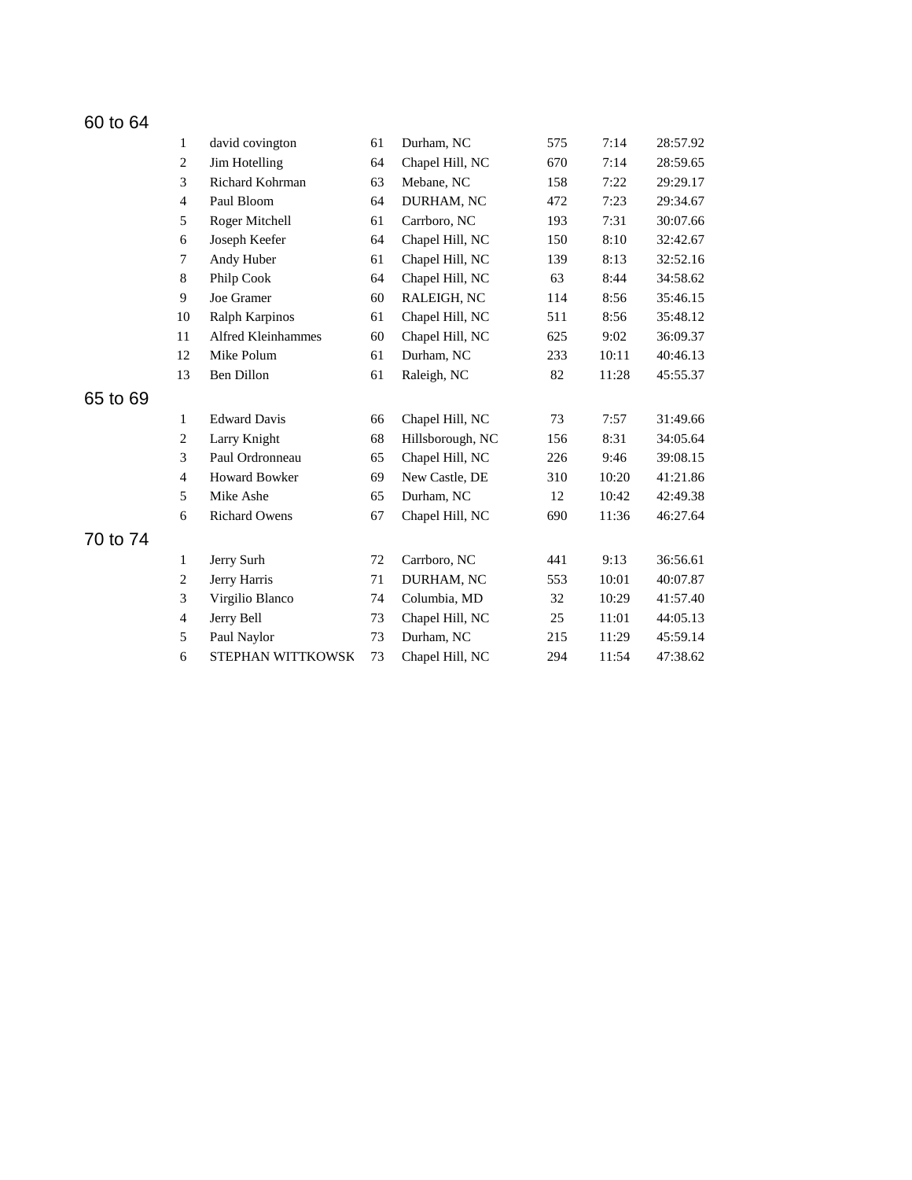## 60 to 64

| | | | | | | |
|---|---|---|---|---|---|---|
| 1 | david covington | 61 | Durham, NC | 575 | 7:14 | 28:57.92 |
| 2 | Jim Hotelling | 64 | Chapel Hill, NC | 670 | 7:14 | 28:59.65 |
| 3 | Richard Kohrman | 63 | Mebane, NC | 158 | 7:22 | 29:29.17 |
| 4 | Paul Bloom | 64 | DURHAM, NC | 472 | 7:23 | 29:34.67 |
| 5 | Roger Mitchell | 61 | Carrboro, NC | 193 | 7:31 | 30:07.66 |
| 6 | Joseph Keefer | 64 | Chapel Hill, NC | 150 | 8:10 | 32:42.67 |
| 7 | Andy Huber | 61 | Chapel Hill, NC | 139 | 8:13 | 32:52.16 |
| 8 | Philp Cook | 64 | Chapel Hill, NC | 63 | 8:44 | 34:58.62 |
| 9 | Joe Gramer | 60 | RALEIGH, NC | 114 | 8:56 | 35:46.15 |
| 10 | Ralph Karpinos | 61 | Chapel Hill, NC | 511 | 8:56 | 35:48.12 |
| 11 | Alfred Kleinhammes | 60 | Chapel Hill, NC | 625 | 9:02 | 36:09.37 |
| 12 | Mike Polum | 61 | Durham, NC | 233 | 10:11 | 40:46.13 |
| 13 | Ben Dillon | 61 | Raleigh, NC | 82 | 11:28 | 45:55.37 |

## 65 to 69

| | | | | | | |
|---|---|---|---|---|---|---|
| 1 | Edward Davis | 66 | Chapel Hill, NC | 73 | 7:57 | 31:49.66 |
| 2 | Larry Knight | 68 | Hillsborough, NC | 156 | 8:31 | 34:05.64 |
| 3 | Paul Ordronneau | 65 | Chapel Hill, NC | 226 | 9:46 | 39:08.15 |
| 4 | Howard Bowker | 69 | New Castle, DE | 310 | 10:20 | 41:21.86 |
| 5 | Mike Ashe | 65 | Durham, NC | 12 | 10:42 | 42:49.38 |
| 6 | Richard Owens | 67 | Chapel Hill, NC | 690 | 11:36 | 46:27.64 |

## 70 to 74

| | | | | | | |
|---|---|---|---|---|---|---|
| 1 | Jerry Surh | 72 | Carrboro, NC | 441 | 9:13 | 36:56.61 |
| 2 | Jerry Harris | 71 | DURHAM, NC | 553 | 10:01 | 40:07.87 |
| 3 | Virgilio Blanco | 74 | Columbia, MD | 32 | 10:29 | 41:57.40 |
| 4 | Jerry Bell | 73 | Chapel Hill, NC | 25 | 11:01 | 44:05.13 |
| 5 | Paul Naylor | 73 | Durham, NC | 215 | 11:29 | 45:59.14 |
| 6 | STEPHAN WITTKOWSK | 73 | Chapel Hill, NC | 294 | 11:54 | 47:38.62 |